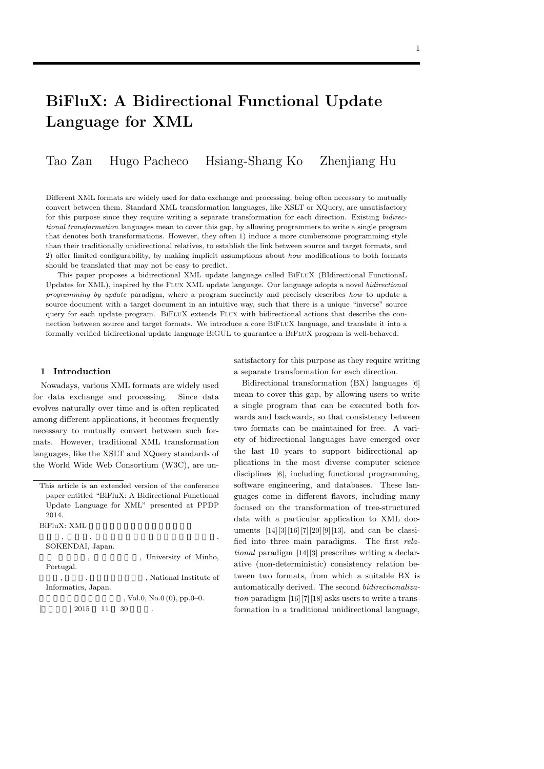# BiFluX: A Bidirectional Functional Update Language for XML

Tao Zan Hugo Pacheco Hsiang-Shang Ko Zhenjiang Hu

Different XML formats are widely used for data exchange and processing, being often necessary to mutually convert between them. Standard XML transformation languages, like XSLT or XQuery, are unsatisfactory for this purpose since they require writing a separate transformation for each direction. Existing *bidirectional transformation* languages mean to cover this gap, by allowing programmers to write a single program that denotes both transformations. However, they often 1) induce a more cumbersome programming style than their traditionally unidirectional relatives, to establish the link between source and target formats, and 2) offer limited configurability, by making implicit assumptions about *how* modifications to both formats should be translated that may not be easy to predict.

This paper proposes a bidirectional XML update language called BiFluX (BIdirectional FunctionaL Updates for XML), inspired by the Flux XML update language. Our language adopts a novel *bidirectional programming by update* paradigm, where a program succinctly and precisely describes *how* to update a source document with a target document in an intuitive way, such that there is a unique "inverse" source query for each update program. BiFluX extends Flux with bidirectional actions that describe the connection between source and target formats. We introduce a core BiFluX language, and translate it into a formally verified bidirectional update language BiGUL to guarantee a BiFluX program is well-behaved.

## 1 Introduction

Nowadays, various XML formats are widely used for data exchange and processing. Since data evolves naturally over time and is often replicated among different applications, it becomes frequently necessary to mutually convert between such formats. However, traditional XML transformation languages, like the XSLT and XQuery standards of the World Wide Web Consortium (W3C), are unsatisfactory for this purpose as they require writing a separate transformation for each direction.

Bidirectional transformation (BX) languages [6] mean to cover this gap, by allowing users to write a single program that can be executed both forwards and backwards, so that consistency between two formats can be maintained for free. A variety of bidirectional languages have emerged over the last 10 years to support bidirectional applications in the most diverse computer science disciplines [6], including functional programming, software engineering, and databases. These languages come in different flavors, including many focused on the transformation of tree-structured data with a particular application to XML documents [14] [3] [16] [7] [20] [9] [13], and can be classified into three main paradigms. The first *relational* paradigm [14] [3] prescribes writing a declarative (non-deterministic) consistency relation between two formats, from which a suitable BX is automatically derived. The second *bidirectionalization* paradigm [16] [7] [18] asks users to write a transformation in a traditional unidirectional language,

---

This article is an extended version of the conference paper entitled "BiFluX: A Bidirectional Functional Update Language for XML" presented at PPDP 2014.

BiFluX: XML

, , , SOKENDAI, Japan.

, , University of Minho, Portugal.

, , , National Institute of Informatics, Japan.

, Vol.0, No.0 (0), pp.0–0.

[ ] 2015 11 30 .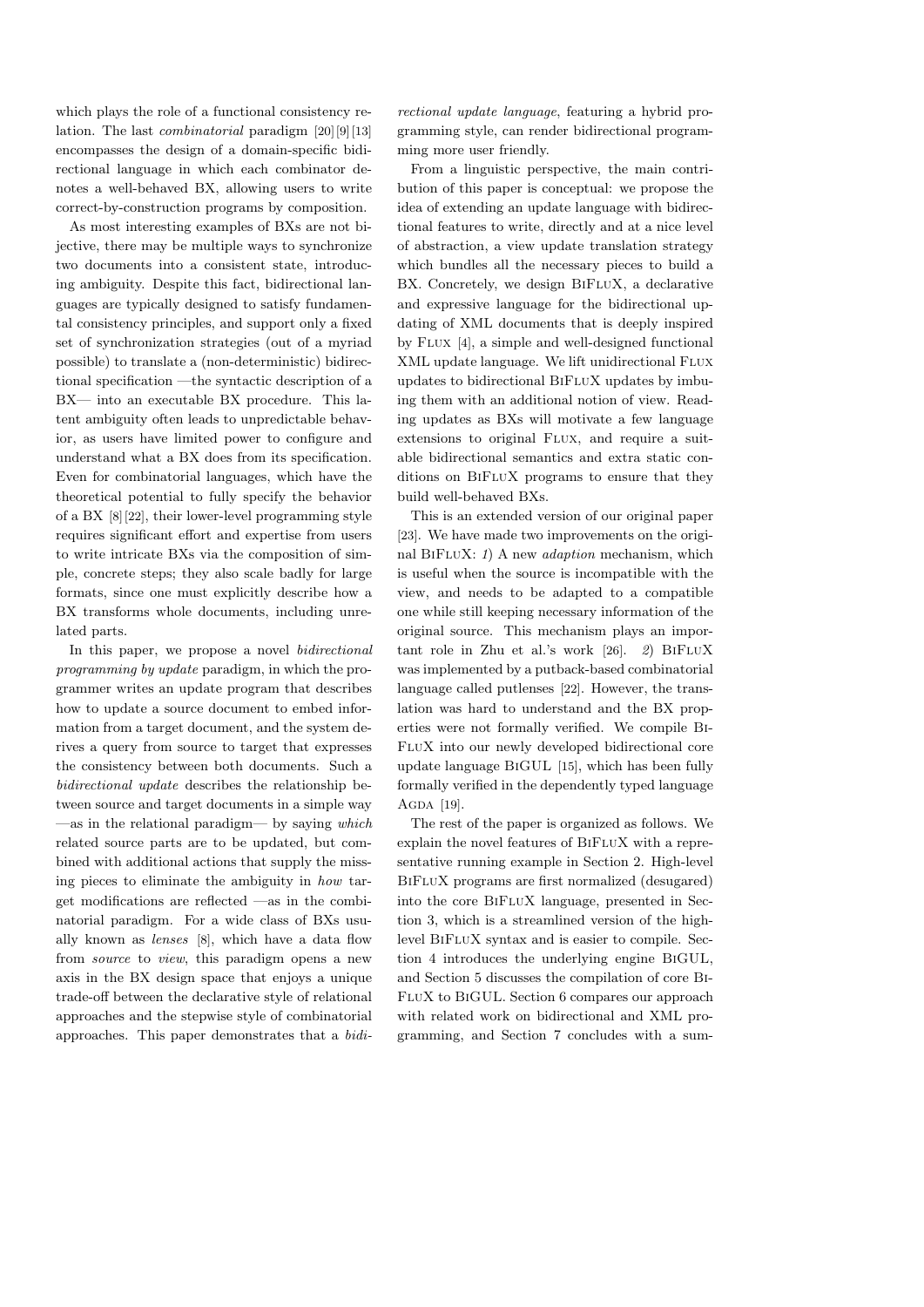which plays the role of a functional consistency relation. The last *combinatorial* paradigm [20][9][13] encompasses the design of a domain-specific bidirectional language in which each combinator denotes a well-behaved BX, allowing users to write correct-by-construction programs by composition.

As most interesting examples of BXs are not bijective, there may be multiple ways to synchronize two documents into a consistent state, introducing ambiguity. Despite this fact, bidirectional languages are typically designed to satisfy fundamental consistency principles, and support only a fixed set of synchronization strategies (out of a myriad possible) to translate a (non-deterministic) bidirectional specification —the syntactic description of a BX— into an executable BX procedure. This latent ambiguity often leads to unpredictable behavior, as users have limited power to configure and understand what a BX does from its specification. Even for combinatorial languages, which have the theoretical potential to fully specify the behavior of a BX [8][22], their lower-level programming style requires significant effort and expertise from users to write intricate BXs via the composition of simple, concrete steps; they also scale badly for large formats, since one must explicitly describe how a BX transforms whole documents, including unrelated parts.

In this paper, we propose a novel *bidirectional programming by update* paradigm, in which the programmer writes an update program that describes how to update a source document to embed information from a target document, and the system derives a query from source to target that expresses the consistency between both documents. Such a *bidirectional update* describes the relationship between source and target documents in a simple way —as in the relational paradigm— by saying *which* related source parts are to be updated, but combined with additional actions that supply the missing pieces to eliminate the ambiguity in *how* target modifications are reflected —as in the combinatorial paradigm. For a wide class of BXs usually known as *lenses* [8], which have a data flow from *source* to *view*, this paradigm opens a new axis in the BX design space that enjoys a unique trade-off between the declarative style of relational approaches and the stepwise style of combinatorial approaches. This paper demonstrates that a *bidirectional update language*, featuring a hybrid programming style, can render bidirectional programming more user friendly.

From a linguistic perspective, the main contribution of this paper is conceptual: we propose the idea of extending an update language with bidirectional features to write, directly and at a nice level of abstraction, a view update translation strategy which bundles all the necessary pieces to build a BX. Concretely, we design BiFluX, a declarative and expressive language for the bidirectional updating of XML documents that is deeply inspired by Flux [4], a simple and well-designed functional XML update language. We lift unidirectional Flux updates to bidirectional BiFluX updates by imbuing them with an additional notion of view. Reading updates as BXs will motivate a few language extensions to original Flux, and require a suitable bidirectional semantics and extra static conditions on BiFluX programs to ensure that they build well-behaved BXs.

This is an extended version of our original paper [23]. We have made two improvements on the original BiFluX: *1*) A new *adaption* mechanism, which is useful when the source is incompatible with the view, and needs to be adapted to a compatible one while still keeping necessary information of the original source. This mechanism plays an important role in Zhu et al.'s work [26]. *2*) BiFluX was implemented by a putback-based combinatorial language called putlenses [22]. However, the translation was hard to understand and the BX properties were not formally verified. We compile BiFluX into our newly developed bidirectional core update language BiGUL [15], which has been fully formally verified in the dependently typed language Agda [19].

The rest of the paper is organized as follows. We explain the novel features of BiFluX with a representative running example in Section 2. High-level BiFluX programs are first normalized (desugared) into the core BiFluX language, presented in Section 3, which is a streamlined version of the high-level BiFluX syntax and is easier to compile. Section 4 introduces the underlying engine BiGUL, and Section 5 discusses the compilation of core BiFluX to BiGUL. Section 6 compares our approach with related work on bidirectional and XML programming, and Section 7 concludes with a sum-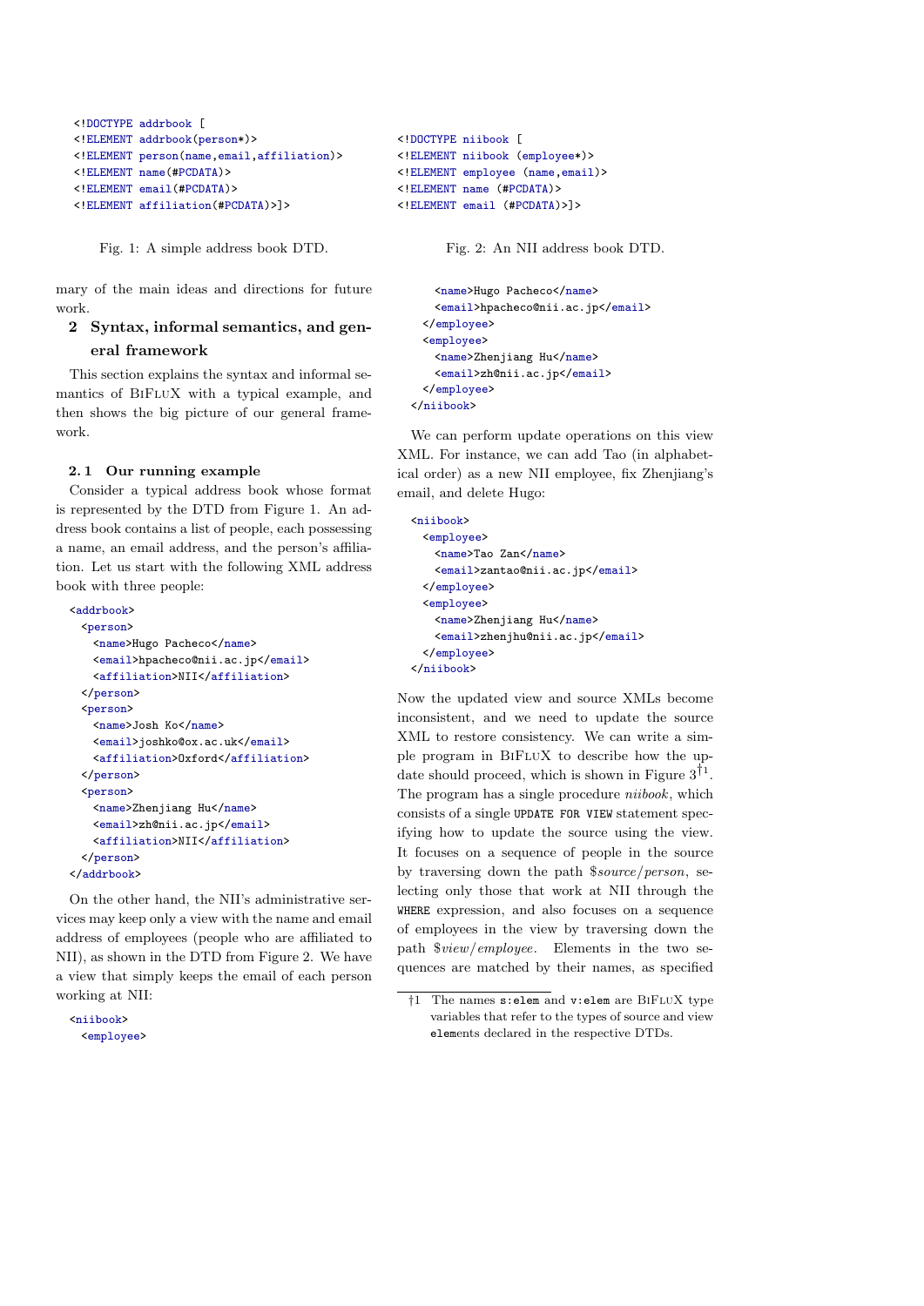```
<!DOCTYPE addrbook [
<!ELEMENT addrbook(person*)>
<!ELEMENT person(name,email,affiliation)>
<!ELEMENT name(#PCDATA)>
<!ELEMENT email(#PCDATA)>
<!ELEMENT affiliation(#PCDATA)>]>
```

Fig. 1: A simple address book DTD.

```
<!DOCTYPE niibook [
<!ELEMENT niibook (employee*)>
<!ELEMENT employee (name,email)>
<!ELEMENT name (#PCDATA)>
<!ELEMENT email (#PCDATA)>]>
```

Fig. 2: An NII address book DTD.

mary of the main ideas and directions for future work.

## 2 Syntax, informal semantics, and general framework

This section explains the syntax and informal semantics of BiFluX with a typical example, and then shows the big picture of our general framework.

### 2.1 Our running example

Consider a typical address book whose format is represented by the DTD from Figure 1. An address book contains a list of people, each possessing a name, an email address, and the person's affiliation. Let us start with the following XML address book with three people:

```
<addrbook>
  <person>
    <name>Hugo Pacheco</name>
    <email>hpacheco@nii.ac.jp</email>
    <affiliation>NII</affiliation>
  </person>
  <person>
    <name>Josh Ko</name>
    <email>joshko@ox.ac.uk</email>
    <affiliation>Oxford</affiliation>
  </person>
  <person>
    <name>Zhenjiang Hu</name>
    <email>zh@nii.ac.jp</email>
    <affiliation>NII</affiliation>
  </person>
</addrbook>
```

On the other hand, the NII's administrative services may keep only a view with the name and email address of employees (people who are affiliated to NII), as shown in the DTD from Figure 2. We have a view that simply keeps the email of each person working at NII:

```
<niibook>
  <employee>
    <name>Hugo Pacheco</name>
    <email>hpacheco@nii.ac.jp</email>
  </employee>
  <employee>
    <name>Zhenjiang Hu</name>
    <email>zh@nii.ac.jp</email>
  </employee>
</niibook>
```

We can perform update operations on this view XML. For instance, we can add Tao (in alphabetical order) as a new NII employee, fix Zhenjiang's email, and delete Hugo:

```
<niibook>
  <employee>
    <name>Tao Zan</name>
    <email>zantao@nii.ac.jp</email>
  </employee>
  <employee>
    <name>Zhenjiang Hu</name>
    <email>zhenjhu@nii.ac.jp</email>
  </employee>
</niibook>
```

Now the updated view and source XMLs become inconsistent, and we need to update the source XML to restore consistency. We can write a simple program in BiFluX to describe how the update should proceed, which is shown in Figure 3[†1]. The program has a single procedure *niibook*, which consists of a single `UPDATE FOR VIEW` statement specifying how to update the source using the view. It focuses on a sequence of people in the source by traversing down the path *$source/person*, selecting only those that work at NII through the `WHERE` expression, and also focuses on a sequence of employees in the view by traversing down the path *$view/employee*. Elements in the two sequences are matched by their names, as specified

†1 The names `s:elem` and `v:elem` are BiFluX type variables that refer to the types of source and view elements declared in the respective DTDs.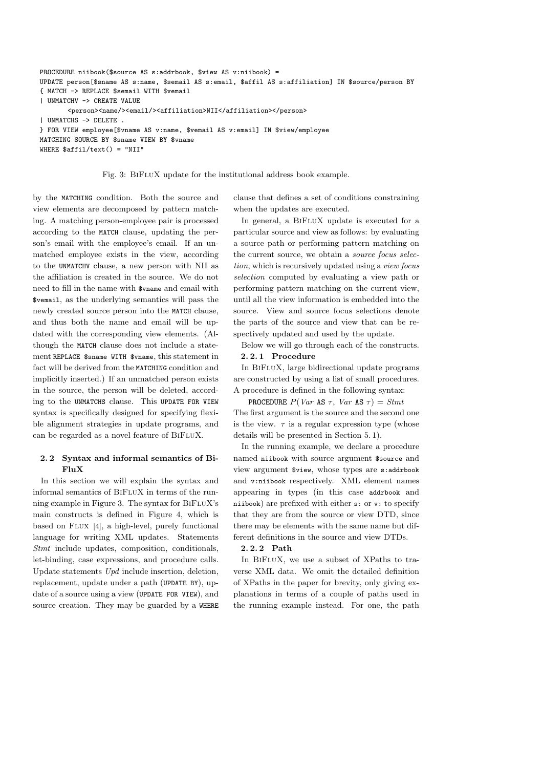```
PROCEDURE niibook($source AS s:addrbook, $view AS v:niibook) =
UPDATE person[$sname AS s:name, $semail AS s:email, $affil AS s:affiliation] IN $source/person BY
{ MATCH -> REPLACE $semail WITH $vemail
| UNMATCHV -> CREATE VALUE
        <person><name/><email/><affiliation>NII</affiliation></person>
| UNMATCHS -> DELETE .
} FOR VIEW employee[$vname AS v:name, $vemail AS v:email] IN $view/employee
MATCHING SOURCE BY $sname VIEW BY $vname
WHERE $affil/text() = "NII"
```

Fig. 3: BiFluX update for the institutional address book example.

by the MATCHING condition. Both the source and view elements are decomposed by pattern matching. A matching person-employee pair is processed according to the MATCH clause, updating the person's email with the employee's email. If an unmatched employee exists in the view, according to the UNMATCHV clause, a new person with NII as the affiliation is created in the source. We do not need to fill in the name with $vname and email with $vemail, as the underlying semantics will pass the newly created source person into the MATCH clause, and thus both the name and email will be updated with the corresponding view elements. (Although the MATCH clause does not include a statement REPLACE $sname WITH $vname, this statement in fact will be derived from the MATCHING condition and implicitly inserted.) If an unmatched person exists in the source, the person will be deleted, according to the UNMATCHS clause. This UPDATE FOR VIEW syntax is specifically designed for specifying flexible alignment strategies in update programs, and can be regarded as a novel feature of BiFluX.

## 2.2 Syntax and informal semantics of BiFluX

In this section we will explain the syntax and informal semantics of BiFluX in terms of the running example in Figure 3. The syntax for BiFluX's main constructs is defined in Figure 4, which is based on Flux [4], a high-level, purely functional language for writing XML updates. Statements *Stmt* include updates, composition, conditionals, let-binding, case expressions, and procedure calls. Update statements *Upd* include insertion, deletion, replacement, update under a path (UPDATE BY), update of a source using a view (UPDATE FOR VIEW), and source creation. They may be guarded by a WHERE clause that defines a set of conditions constraining when the updates are executed.

In general, a BiFluX update is executed for a particular source and view as follows: by evaluating a source path or performing pattern matching on the current source, we obtain a *source focus selection*, which is recursively updated using a *view focus selection* computed by evaluating a view path or performing pattern matching on the current view, until all the view information is embedded into the source. View and source focus selections denote the parts of the source and view that can be respectively updated and used by the update.

Below we will go through each of the constructs.

### 2.2.1 Procedure

In BiFluX, large bidirectional update programs are constructed by using a list of small procedures. A procedure is defined in the following syntax:

PROCEDURE $P($*Var* AS $\tau$, *Var* AS $\tau) =$ *Stmt*

The first argument is the source and the second one is the view. $\tau$ is a regular expression type (whose details will be presented in Section 5.1).

In the running example, we declare a procedure named niibook with source argument $source and view argument $view, whose types are s:addrbook and v:niibook respectively. XML element names appearing in types (in this case addrbook and niibook) are prefixed with either s: or v: to specify that they are from the source or view DTD, since there may be elements with the same name but different definitions in the source and view DTDs.

### 2.2.2 Path

In BiFluX, we use a subset of XPaths to traverse XML data. We omit the detailed definition of XPaths in the paper for brevity, only giving explanations in terms of a couple of paths used in the running example instead. For one, the path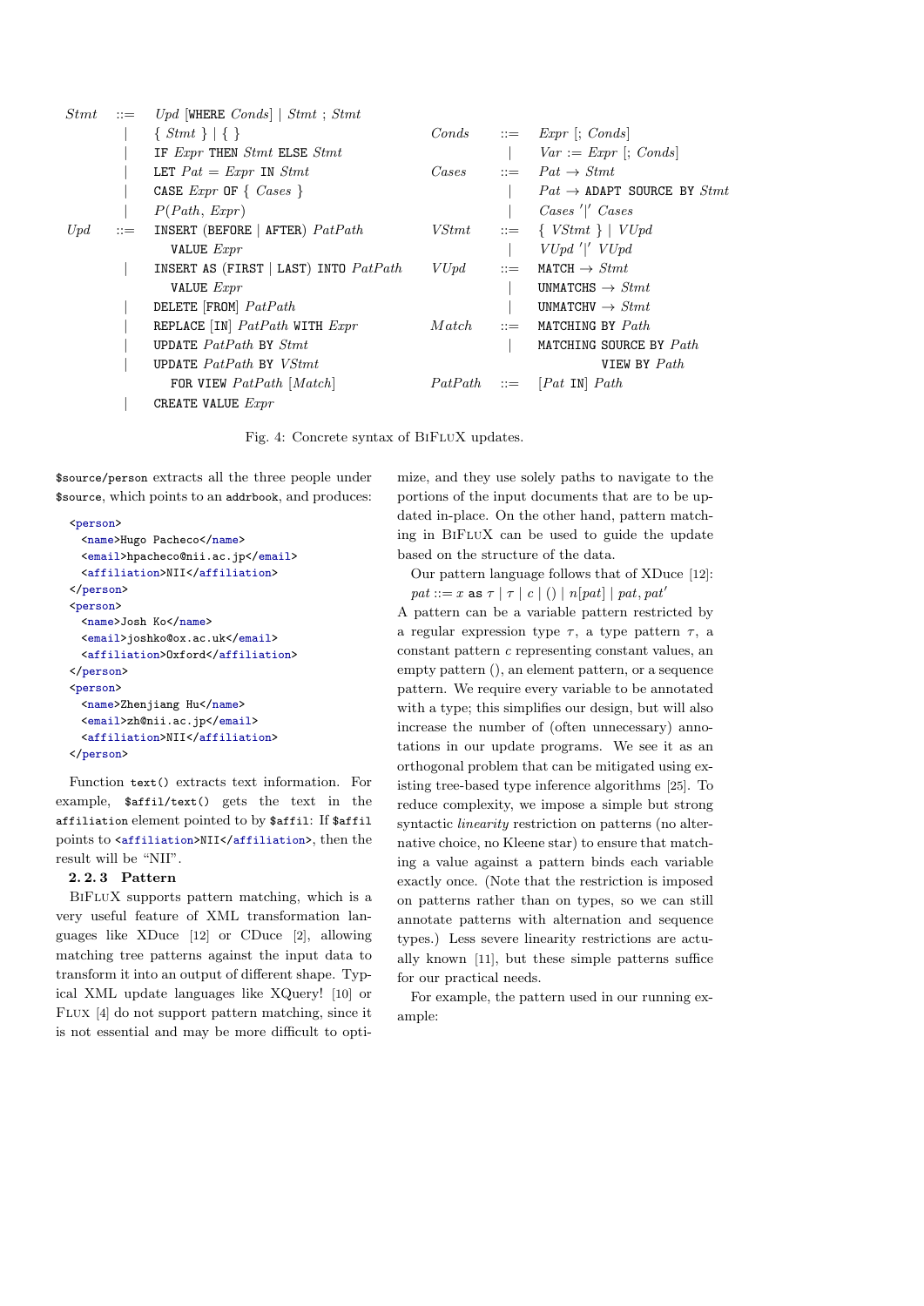```
Stmt   ::=  Upd [WHERE Conds] | Stmt ; Stmt
         |  { Stmt } | { }
         |  IF Expr THEN Stmt ELSE Stmt
         |  LET Pat = Expr IN Stmt
         |  CASE Expr OF { Cases }
         |  P(Path, Expr)
Upd    ::=  INSERT (BEFORE | AFTER) PatPath
              VALUE Expr
         |  INSERT AS (FIRST | LAST) INTO PatPath
              VALUE Expr
         |  DELETE [FROM] PatPath
         |  REPLACE [IN] PatPath WITH Expr
         |  UPDATE PatPath BY Stmt
         |  UPDATE PatPath BY VStmt
              FOR VIEW PatPath [Match]
         |  CREATE VALUE Expr

Conds   ::=  Expr [; Conds]
          |  Var := Expr [; Conds]
Cases   ::=  Pat → Stmt
          |  Pat → ADAPT SOURCE BY Stmt
          |  Cases '|' Cases
VStmt   ::=  { VStmt } | VUpd
          |  VUpd '|' VUpd
VUpd    ::=  MATCH → Stmt
          |  UNMATCHS → Stmt
          |  UNMATCHV → Stmt
Match   ::=  MATCHING BY Path
          |  MATCHING SOURCE BY Path
               VIEW BY Path
PatPath ::=  [Pat IN] Path
```

Fig. 4: Concrete syntax of BiFluX updates.

`$source/person` extracts all the three people under `$source`, which points to an `addrbook`, and produces:

```
<person>
  <name>Hugo Pacheco</name>
  <email>hpacheco@nii.ac.jp</email>
  <affiliation>NII</affiliation>
</person>
<person>
  <name>Josh Ko</name>
  <email>joshko@ox.ac.uk</email>
  <affiliation>Oxford</affiliation>
</person>
<person>
  <name>Zhenjiang Hu</name>
  <email>zh@nii.ac.jp</email>
  <affiliation>NII</affiliation>
</person>
```

Function `text()` extracts text information. For example, `$affil/text()` gets the text in the `affiliation` element pointed to by `$affil`: If `$affil` points to `<affiliation>NII</affiliation>`, then the result will be "NII".

### 2. 2. 3 Pattern

BiFluX supports pattern matching, which is a very useful feature of XML transformation languages like XDuce [12] or CDuce [2], allowing matching tree patterns against the input data to transform it into an output of different shape. Typical XML update languages like XQuery! [10] or Flux [4] do not support pattern matching, since it is not essential and may be more difficult to optimize, and they use solely paths to navigate to the portions of the input documents that are to be updated in-place. On the other hand, pattern matching in BiFluX can be used to guide the update based on the structure of the data.

Our pattern language follows that of XDuce [12]:

$pat ::= x$ **as** $\tau \mid \tau \mid c \mid () \mid n[pat] \mid pat, pat'$

A pattern can be a variable pattern restricted by a regular expression type $\tau$, a type pattern $\tau$, a constant pattern $c$ representing constant values, an empty pattern (), an element pattern, or a sequence pattern. We require every variable to be annotated with a type; this simplifies our design, but will also increase the number of (often unnecessary) annotations in our update programs. We see it as an orthogonal problem that can be mitigated using existing tree-based type inference algorithms [25]. To reduce complexity, we impose a simple but strong syntactic *linearity* restriction on patterns (no alternative choice, no Kleene star) to ensure that matching a value against a pattern binds each variable exactly once. (Note that the restriction is imposed on patterns rather than on types, so we can still annotate patterns with alternation and sequence types.) Less severe linearity restrictions are actually known [11], but these simple patterns suffice for our practical needs.

For example, the pattern used in our running example: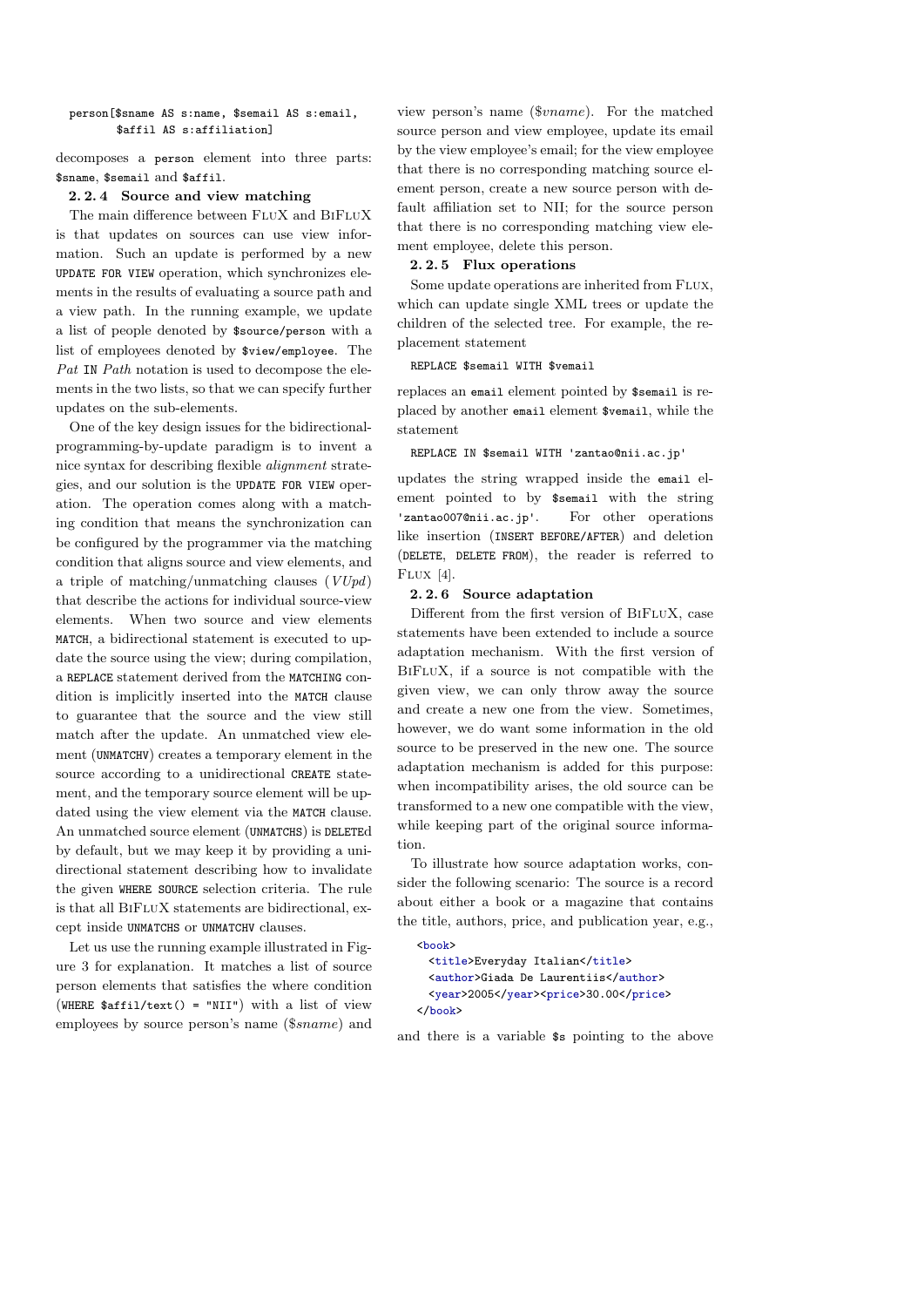```
person[$sname AS s:name, $semail AS s:email,
       $affil AS s:affiliation]
```

decomposes a `person` element into three parts: `$sname`, `$semail` and `$affil`.

### 2.2.4 Source and view matching

The main difference between FluX and BiFluX is that updates on sources can use view information. Such an update is performed by a new `UPDATE FOR VIEW` operation, which synchronizes elements in the results of evaluating a source path and a view path. In the running example, we update a list of people denoted by `$source/person` with a list of employees denoted by `$view/employee`. The *Pat* `IN` *Path* notation is used to decompose the elements in the two lists, so that we can specify further updates on the sub-elements.

One of the key design issues for the bidirectional-programming-by-update paradigm is to invent a nice syntax for describing flexible *alignment* strategies, and our solution is the `UPDATE FOR VIEW` operation. The operation comes along with a matching condition that means the synchronization can be configured by the programmer via the matching condition that aligns source and view elements, and a triple of matching/unmatching clauses (*VUpd*) that describe the actions for individual source-view elements. When two source and view elements `MATCH`, a bidirectional statement is executed to update the source using the view; during compilation, a `REPLACE` statement derived from the `MATCHING` condition is implicitly inserted into the `MATCH` clause to guarantee that the source and the view still match after the update. An unmatched view element (`UNMATCHV`) creates a temporary element in the source according to a unidirectional `CREATE` statement, and the temporary source element will be updated using the view element via the `MATCH` clause. An unmatched source element (`UNMATCHS`) is `DELETE`d by default, but we may keep it by providing a unidirectional statement describing how to invalidate the given `WHERE SOURCE` selection criteria. The rule is that all BiFluX statements are bidirectional, except inside `UNMATCHS` or `UNMATCHV` clauses.

Let us use the running example illustrated in Figure 3 for explanation. It matches a list of source person elements that satisfies the where condition (`WHERE $affil/text() = "NII"`) with a list of view employees by source person's name (*$sname*) and view person's name (*$vname*). For the matched source person and view employee, update its email by the view employee's email; for the view employee that there is no corresponding matching source element person, create a new source person with default affiliation set to NII; for the source person that there is no corresponding matching view element employee, delete this person.

### 2.2.5 Flux operations

Some update operations are inherited from Flux, which can update single XML trees or update the children of the selected tree. For example, the replacement statement

```
REPLACE $semail WITH $vemail
```

replaces an `email` element pointed by `$semail` is replaced by another `email` element `$vemail`, while the statement

```
REPLACE IN $semail WITH 'zantao@nii.ac.jp'
```

updates the string wrapped inside the `email` element pointed to by `$semail` with the string `'zantao007@nii.ac.jp'`. For other operations like insertion (`INSERT BEFORE/AFTER`) and deletion (`DELETE`, `DELETE FROM`), the reader is referred to Flux [4].

### 2.2.6 Source adaptation

Different from the first version of BiFluX, case statements have been extended to include a source adaptation mechanism. With the first version of BiFluX, if a source is not compatible with the given view, we can only throw away the source and create a new one from the view. Sometimes, however, we do want some information in the old source to be preserved in the new one. The source adaptation mechanism is added for this purpose: when incompatibility arises, the old source can be transformed to a new one compatible with the view, while keeping part of the original source information.

To illustrate how source adaptation works, consider the following scenario: The source is a record about either a book or a magazine that contains the title, authors, price, and publication year, e.g.,

```
<book>
  <title>Everyday Italian</title>
  <author>Giada De Laurentiis</author>
  <year>2005</year><price>30.00</price>
</book>
```

and there is a variable `$s` pointing to the above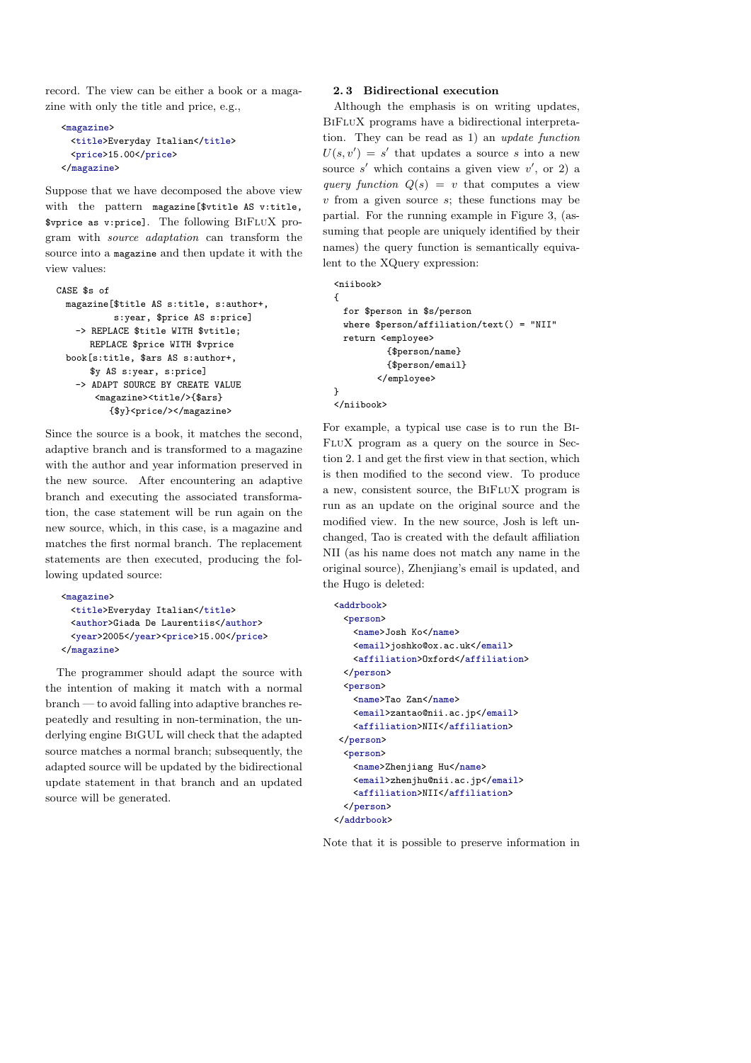record. The view can be either a book or a magazine with only the title and price, e.g.,

```
<magazine>
  <title>Everyday Italian</title>
  <price>15.00</price>
</magazine>
```

Suppose that we have decomposed the above view with the pattern `magazine[$vtitle AS v:title, $vprice as v:price]`. The following BiFluX program with *source adaptation* can transform the source into a `magazine` and then update it with the view values:

```
CASE $s of
  magazine[$title AS s:title, s:author+,
           s:year, $price AS s:price]
    -> REPLACE $title WITH $vtitle;
       REPLACE $price WITH $vprice
  book[s:title, $ars AS s:author+,
       $y AS s:year, s:price]
    -> ADAPT SOURCE BY CREATE VALUE
         <magazine><title/>{$ars}
           {$y}<price/></magazine>
```

Since the source is a book, it matches the second, adaptive branch and is transformed to a magazine with the author and year information preserved in the new source. After encountering an adaptive branch and executing the associated transformation, the case statement will be run again on the new source, which, in this case, is a magazine and matches the first normal branch. The replacement statements are then executed, producing the following updated source:

```
<magazine>
  <title>Everyday Italian</title>
  <author>Giada De Laurentiis</author>
  <year>2005</year><price>15.00</price>
</magazine>
```

The programmer should adapt the source with the intention of making it match with a normal branch — to avoid falling into adaptive branches repeatedly and resulting in non-termination, the underlying engine BiGUL will check that the adapted source matches a normal branch; subsequently, the adapted source will be updated by the bidirectional update statement in that branch and an updated source will be generated.

### 2.3 Bidirectional execution

Although the emphasis is on writing updates, BiFluX programs have a bidirectional interpretation. They can be read as 1) an *update function* $U(s, v') = s'$ that updates a source $s$ into a new source $s'$ which contains a given view $v'$, or 2) a *query function* $Q(s) = v$ that computes a view $v$ from a given source $s$; these functions may be partial. For the running example in Figure 3, (assuming that people are uniquely identified by their names) the query function is semantically equivalent to the XQuery expression:

```
<niibook>
{
  for $person in $s/person
  where $person/affiliation/text() = "NII"
  return <employee>
           {$person/name}
           {$person/email}
         </employee>
}
</niibook>
```

For example, a typical use case is to run the BiFluX program as a query on the source in Section 2.1 and get the first view in that section, which is then modified to the second view. To produce a new, consistent source, the BiFluX program is run as an update on the original source and the modified view. In the new source, Josh is left unchanged, Tao is created with the default affiliation NII (as his name does not match any name in the original source), Zhenjiang's email is updated, and the Hugo is deleted:

```
<addrbook>
  <person>
    <name>Josh Ko</name>
    <email>joshko@ox.ac.uk</email>
    <affiliation>Oxford</affiliation>
  </person>
  <person>
    <name>Tao Zan</name>
    <email>zantao@nii.ac.jp</email>
    <affiliation>NII</affiliation>
 </person>
  <person>
    <name>Zhenjiang Hu</name>
    <email>zhenjhu@nii.ac.jp</email>
    <affiliation>NII</affiliation>
  </person>
</addrbook>
```

Note that it is possible to preserve information in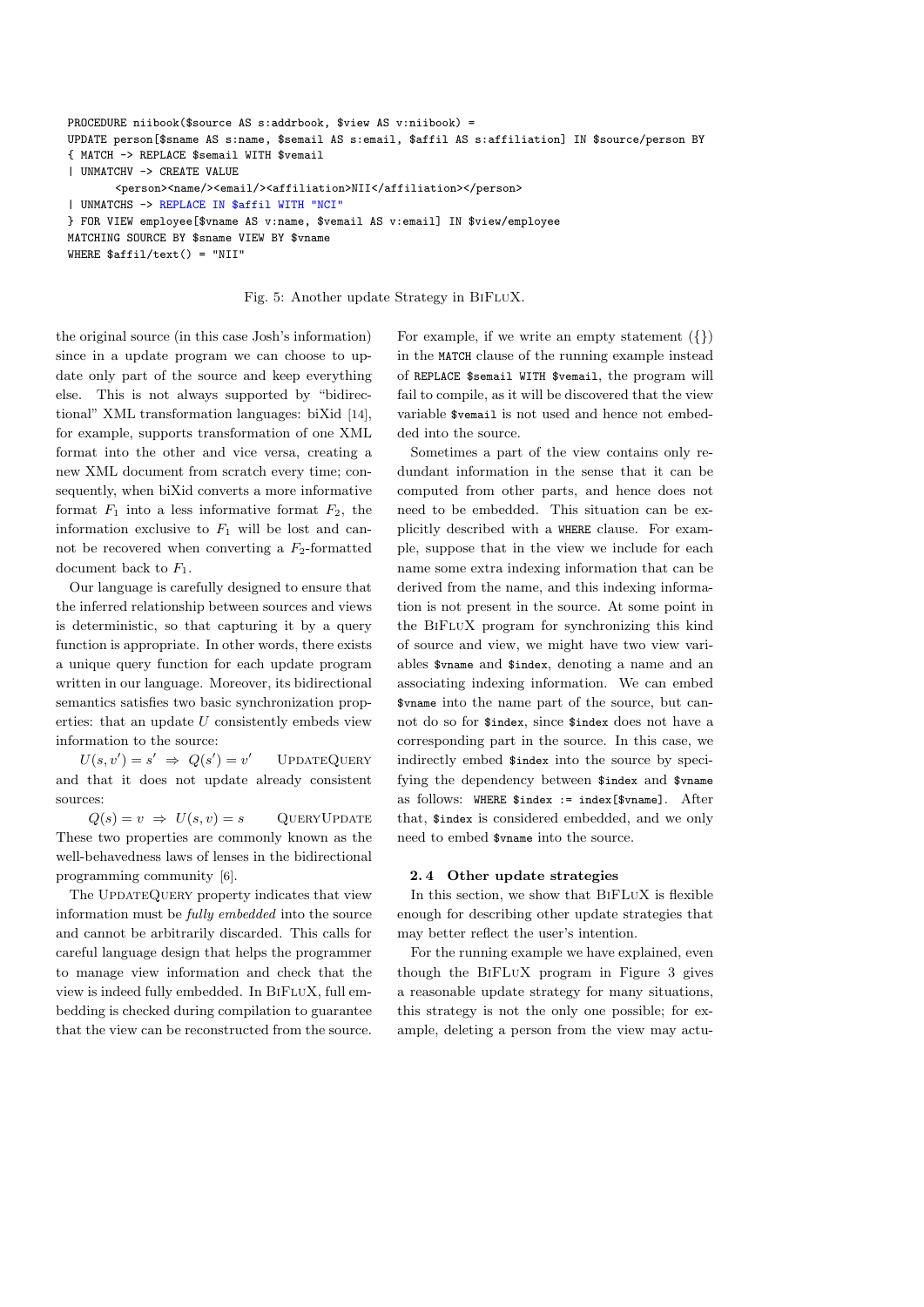```
PROCEDURE niibook($source AS s:addrbook, $view AS v:niibook) =
UPDATE person[$sname AS s:name, $semail AS s:email, $affil AS s:affiliation] IN $source/person BY
{ MATCH -> REPLACE $semail WITH $vemail
| UNMATCHV -> CREATE VALUE
        <person><name/><email/><affiliation>NII</affiliation></person>
| UNMATCHS -> REPLACE IN $affil WITH "NCI"
} FOR VIEW employee[$vname AS v:name, $vemail AS v:email] IN $view/employee
MATCHING SOURCE BY $sname VIEW BY $vname
WHERE $affil/text() = "NII"
```

Fig. 5: Another update Strategy in BiFluX.

the original source (in this case Josh's information) since in a update program we can choose to update only part of the source and keep everything else. This is not always supported by "bidirectional" XML transformation languages: biXid [14], for example, supports transformation of one XML format into the other and vice versa, creating a new XML document from scratch every time; consequently, when biXid converts a more informative format $F_1$ into a less informative format $F_2$, the information exclusive to $F_1$ will be lost and cannot be recovered when converting a $F_2$-formatted document back to $F_1$.

Our language is carefully designed to ensure that the inferred relationship between sources and views is deterministic, so that capturing it by a query function is appropriate. In other words, there exists a unique query function for each update program written in our language. Moreover, its bidirectional semantics satisfies two basic synchronization properties: that an update $U$ consistently embeds view information to the source:

$$U(s, v') = s' \Rightarrow Q(s') = v' \qquad \text{UpdateQuery}$$

and that it does not update already consistent sources:

$$Q(s) = v \Rightarrow U(s, v) = s \qquad \text{QueryUpdate}$$

These two properties are commonly known as the well-behavedness laws of lenses in the bidirectional programming community [6].

The UpdateQuery property indicates that view information must be *fully embedded* into the source and cannot be arbitrarily discarded. This calls for careful language design that helps the programmer to manage view information and check that the view is indeed fully embedded. In BiFluX, full embedding is checked during compilation to guarantee that the view can be reconstructed from the source.

For example, if we write an empty statement ({}) in the `MATCH` clause of the running example instead of `REPLACE $semail WITH $vemail`, the program will fail to compile, as it will be discovered that the view variable `$vemail` is not used and hence not embedded into the source.

Sometimes a part of the view contains only redundant information in the sense that it can be computed from other parts, and hence does not need to be embedded. This situation can be explicitly described with a `WHERE` clause. For example, suppose that in the view we include for each name some extra indexing information that can be derived from the name, and this indexing information is not present in the source. At some point in the BiFluX program for synchronizing this kind of source and view, we might have two view variables `$vname` and `$index`, denoting a name and an associating indexing information. We can embed `$vname` into the name part of the source, but cannot do so for `$index`, since `$index` does not have a corresponding part in the source. In this case, we indirectly embed `$index` into the source by specifying the dependency between `$index` and `$vname` as follows: `WHERE $index := index[$vname]`. After that, `$index` is considered embedded, and we only need to embed `$vname` into the source.

### 2.4 Other update strategies

In this section, we show that BiFluX is flexible enough for describing other update strategies that may better reflect the user's intention.

For the running example we have explained, even though the BiFluX program in Figure 3 gives a reasonable update strategy for many situations, this strategy is not the only one possible; for example, deleting a person from the view may actu-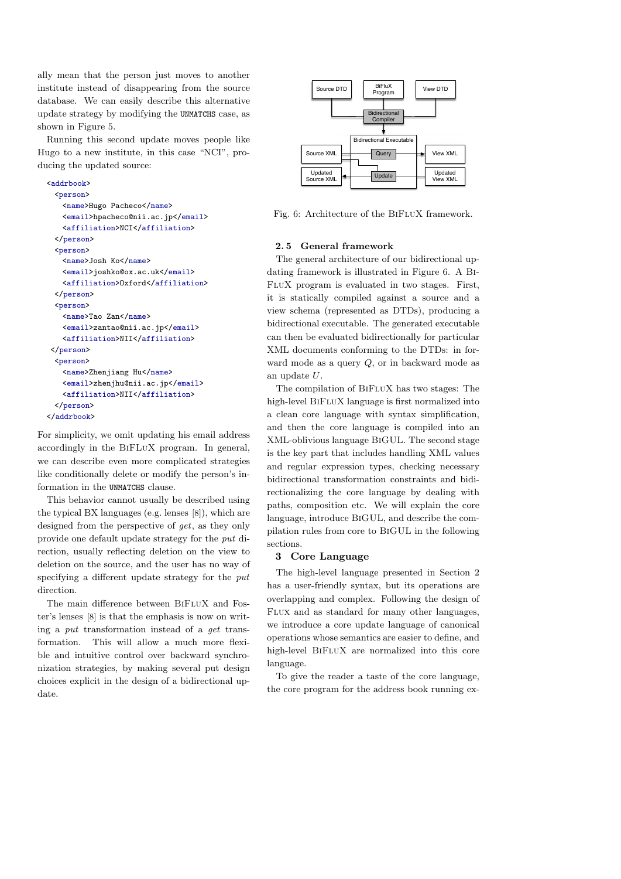ally mean that the person just moves to another institute instead of disappearing from the source database. We can easily describe this alternative update strategy by modifying the UNMATCHS case, as shown in Figure 5.

Running this second update moves people like Hugo to a new institute, in this case "NCI", producing the updated source:

```
<addrbook>
  <person>
    <name>Hugo Pacheco</name>
    <email>hpacheco@nii.ac.jp</email>
    <affiliation>NCI</affiliation>
  </person>
  <person>
    <name>Josh Ko</name>
    <email>joshko@ox.ac.uk</email>
    <affiliation>Oxford</affiliation>
  </person>
  <person>
    <name>Tao Zan</name>
    <email>zantao@nii.ac.jp</email>
    <affiliation>NII</affiliation>
 </person>
  <person>
    <name>Zhenjiang Hu</name>
    <email>zhenjhu@nii.ac.jp</email>
    <affiliation>NII</affiliation>
  </person>
</addrbook>
```

For simplicity, we omit updating his email address accordingly in the BiFluX program. In general, we can describe even more complicated strategies like conditionally delete or modify the person's information in the UNMATCHS clause.

This behavior cannot usually be described using the typical BX languages (e.g. lenses [8]), which are designed from the perspective of *get*, as they only provide one default update strategy for the *put* direction, usually reflecting deletion on the view to deletion on the source, and the user has no way of specifying a different update strategy for the *put* direction.

The main difference between BiFluX and Foster's lenses [8] is that the emphasis is now on writing a *put* transformation instead of a *get* transformation. This will allow a much more flexible and intuitive control over backward synchronization strategies, by making several put design choices explicit in the design of a bidirectional update.

Fig. 6: Architecture of the BiFluX framework.

### 2.5 General framework

The general architecture of our bidirectional updating framework is illustrated in Figure 6. A BiFluX program is evaluated in two stages. First, it is statically compiled against a source and a view schema (represented as DTDs), producing a bidirectional executable. The generated executable can then be evaluated bidirectionally for particular XML documents conforming to the DTDs: in forward mode as a query $Q$, or in backward mode as an update $U$.

The compilation of BiFluX has two stages: The high-level BiFluX language is first normalized into a clean core language with syntax simplification, and then the core language is compiled into an XML-oblivious language BiGUL. The second stage is the key part that includes handling XML values and regular expression types, checking necessary bidirectional transformation constraints and bidirectionalizing the core language by dealing with paths, composition etc. We will explain the core language, introduce BiGUL, and describe the compilation rules from core to BiGUL in the following sections.

## 3 Core Language

The high-level language presented in Section 2 has a user-friendly syntax, but its operations are overlapping and complex. Following the design of Flux and as standard for many other languages, we introduce a core update language of canonical operations whose semantics are easier to define, and high-level BiFluX are normalized into this core language.

To give the reader a taste of the core language, the core program for the address book running ex-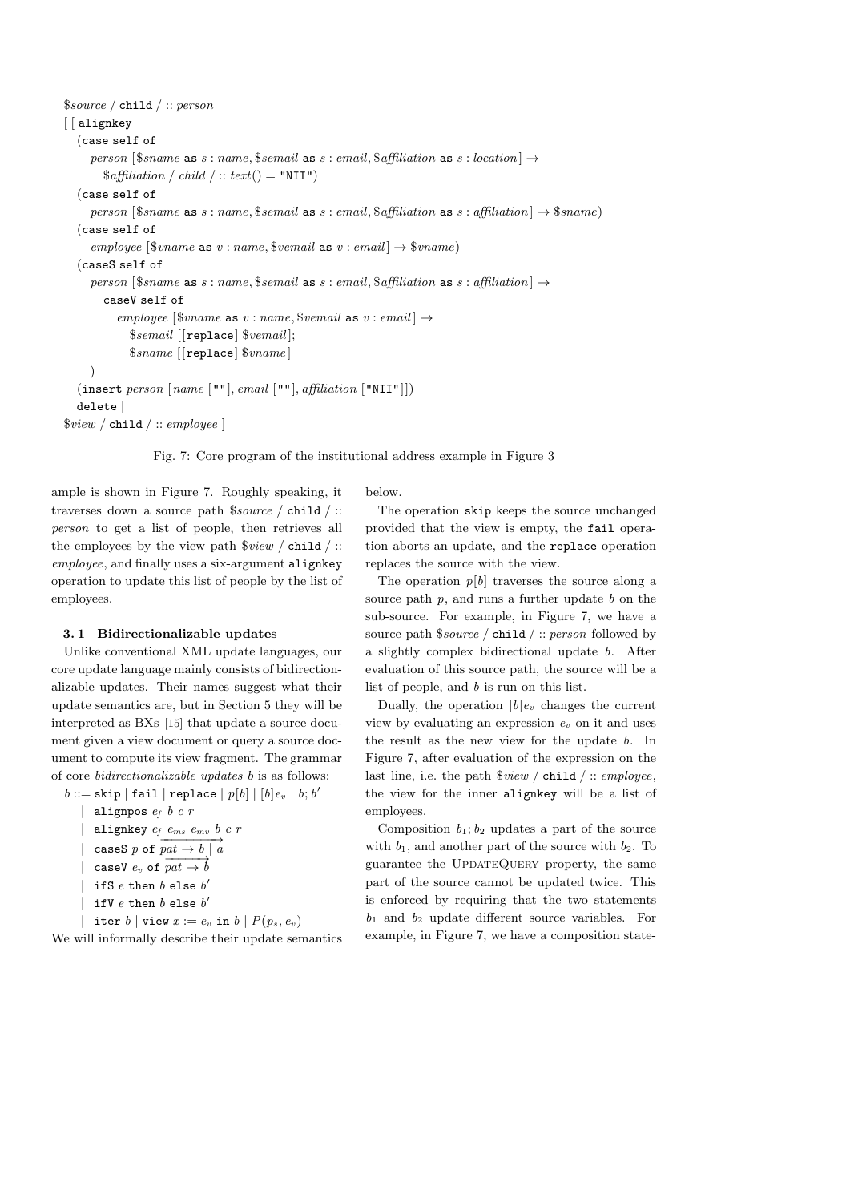```
$source / child / :: person
[ [ alignkey
    (case self of
       person [$sname as s : name, $semail as s : email, $affiliation as s : location] →
         $affiliation / child / :: text() = "NII")
    (case self of
       person [$sname as s : name, $semail as s : email, $affiliation as s : affiliation] → $sname)
    (case self of
       employee [$vname as v : name, $vemail as v : email] → $vname)
    (caseS self of
       person [$sname as s : name, $semail as s : email, $affiliation as s : affiliation] →
         caseV self of
           employee [$vname as v : name, $vemail as v : email] →
             $semail [[replace] $vemail];
             $sname [[replace] $vname]
    )
    (insert person [name [""], email [""], affiliation ["NII"]])
    delete ]
  $view / child / :: employee ]
```

Fig. 7: Core program of the institutional address example in Figure 3

ample is shown in Figure 7. Roughly speaking, it traverses down a source path $source / child / :: person to get a list of people, then retrieves all the employees by the view path $view / child / :: employee, and finally uses a six-argument alignkey operation to update this list of people by the list of employees.

### 3.1 Bidirectionalizable updates

Unlike conventional XML update languages, our core update language mainly consists of bidirectionalizable updates. Their names suggest what their update semantics are, but in Section 5 they will be interpreted as BXs [15] that update a source document given a view document or query a source document to compute its view fragment. The grammar of core *bidirectionalizable updates* $b$ is as follows:

$$
\begin{array}{rl}
b ::= & \texttt{skip} \mid \texttt{fail} \mid \texttt{replace} \mid p[b] \mid [b]e_v \mid b; b' \\
\mid & \texttt{alignpos}\ e_f\ b\ c\ r \\
\mid & \texttt{alignkey}\ e_f\ e_{ms}\ e_{mv}\ b\ c\ r \\
\mid & \texttt{caseS}\ p\ \texttt{of}\ \overrightarrow{pat \to b \mid a} \\
\mid & \texttt{caseV}\ e_v\ \texttt{of}\ \overrightarrow{pat \to b} \\
\mid & \texttt{ifS}\ e\ \texttt{then}\ b\ \texttt{else}\ b' \\
\mid & \texttt{ifV}\ e\ \texttt{then}\ b\ \texttt{else}\ b' \\
\mid & \texttt{iter}\ b \mid \texttt{view}\ x := e_v\ \texttt{in}\ b \mid P(p_s, e_v)
\end{array}
$$

We will informally describe their update semantics below.

The operation `skip` keeps the source unchanged provided that the view is empty, the `fail` operation aborts an update, and the `replace` operation replaces the source with the view.

The operation $p[b]$ traverses the source along a source path $p$, and runs a further update $b$ on the sub-source. For example, in Figure 7, we have a source path $source / child / :: person followed by a slightly complex bidirectional update $b$. After evaluation of this source path, the source will be a list of people, and $b$ is run on this list.

Dually, the operation $[b]e_v$ changes the current view by evaluating an expression $e_v$ on it and uses the result as the new view for the update $b$. In Figure 7, after evaluation of the expression on the last line, i.e. the path $view / child / :: employee, the view for the inner alignkey will be a list of employees.

Composition $b_1; b_2$ updates a part of the source with $b_1$, and another part of the source with $b_2$. To guarantee the UpdateQuery property, the same part of the source cannot be updated twice. This is enforced by requiring that the two statements $b_1$ and $b_2$ update different source variables. For example, in Figure 7, we have a composition state-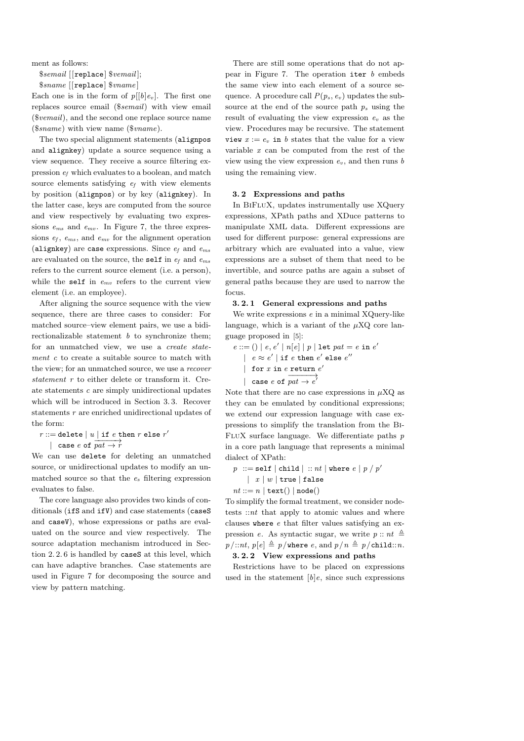ment as follows:

$\$semail$ [[replace] $\$vemail$];

$\$sname$ [[replace] $\$vname$]

Each one is in the form of $p[[b]e_v]$. The first one replaces source email ($\$semail$) with view email ($\$vemail$), and the second one replace source name ($\$sname$) with view name ($\$vname$).

The two special alignment statements (alignpos and alignkey) update a source sequence using a view sequence. They receive a source filtering expression $e_f$ which evaluates to a boolean, and match source elements satisfying $e_f$ with view elements by position (alignpos) or by key (alignkey). In the latter case, keys are computed from the source and view respectively by evaluating two expressions $e_{ms}$ and $e_{mv}$. In Figure 7, the three expressions $e_f$, $e_{ms}$, and $e_{mv}$ for the alignment operation (alignkey) are case expressions. Since $e_f$ and $e_{ms}$ are evaluated on the source, the self in $e_f$ and $e_{ms}$ refers to the current source element (i.e. a person), while the self in $e_{mv}$ refers to the current view element (i.e. an employee).

After aligning the source sequence with the view sequence, there are three cases to consider: For matched source–view element pairs, we use a bidirectionalizable statement $b$ to synchronize them; for an unmatched view, we use a *create statement* $c$ to create a suitable source to match with the view; for an unmatched source, we use a *recover statement* $r$ to either delete or transform it. Create statements $c$ are simply unidirectional updates which will be introduced in Section 3.3. Recover statements $r$ are enriched unidirectional updates of the form:

$r ::= \texttt{delete} \mid u \mid \texttt{if } e \texttt{ then } r \texttt{ else } r'$
$\quad \mid \texttt{case } e \texttt{ of } \overrightarrow{pat \to r}$

We can use delete for deleting an unmatched source, or unidirectional updates to modify an unmatched source so that the $e_s$ filtering expression evaluates to false.

The core language also provides two kinds of conditionals (ifS and ifV) and case statements (caseS and caseV), whose expressions or paths are evaluated on the source and view respectively. The source adaptation mechanism introduced in Section 2.2.6 is handled by caseS at this level, which can have adaptive branches. Case statements are used in Figure 7 for decomposing the source and view by pattern matching.

There are still some operations that do not appear in Figure 7. The operation iter $b$ embeds the same view into each element of a source sequence. A procedure call $P(p_s, e_v)$ updates the subsource at the end of the source path $p_s$ using the result of evaluating the view expression $e_v$ as the view. Procedures may be recursive. The statement view $x := e_v$ in $b$ states that the value for a view variable $x$ can be computed from the rest of the view using the view expression $e_v$, and then runs $b$ using the remaining view.

### 3.2 Expressions and paths

In BiFluX, updates instrumentally use XQuery expressions, XPath paths and XDuce patterns to manipulate XML data. Different expressions are used for different purpose: general expressions are arbitrary which are evaluated into a value, view expressions are a subset of them that need to be invertible, and source paths are again a subset of general paths because they are used to narrow the focus.

#### 3.2.1 General expressions and paths

We write expressions $e$ in a minimal XQuery-like language, which is a variant of the $\mu$XQ core language proposed in [5]:

$e ::= () \mid e, e' \mid n[e] \mid p \mid \texttt{let } pat = e \texttt{ in } e'$
$\quad \mid e \approx e' \mid \texttt{if } e \texttt{ then } e' \texttt{ else } e''$
$\quad \mid \texttt{for } x \texttt{ in } e \texttt{ return } e'$
$\quad \mid \texttt{case } e \texttt{ of } \overrightarrow{pat \to e'}$

Note that there are no case expressions in $\mu$XQ as they can be emulated by conditional expressions; we extend our expression language with case expressions to simplify the translation from the BiFluX surface language. We differentiate paths $p$ in a core path language that represents a minimal dialect of XPath:

$p ::= \texttt{self} \mid \texttt{child} \mid ::nt \mid \texttt{where } e \mid p \,/\, p'$
$\quad \mid x \mid w \mid \texttt{true} \mid \texttt{false}$
$nt ::= n \mid \texttt{text()} \mid \texttt{node()}$

To simplify the formal treatment, we consider node-tests $::nt$ that apply to atomic values and where clauses where $e$ that filter values satisfying an expression $e$. As syntactic sugar, we write $p :: nt \triangleq p/::nt$, $p[e] \triangleq p/\texttt{where } e$, and $p/n \triangleq p/\texttt{child}::n$.

#### 3.2.2 View expressions and paths

Restrictions have to be placed on expressions used in the statement $[b]e$, since such expressions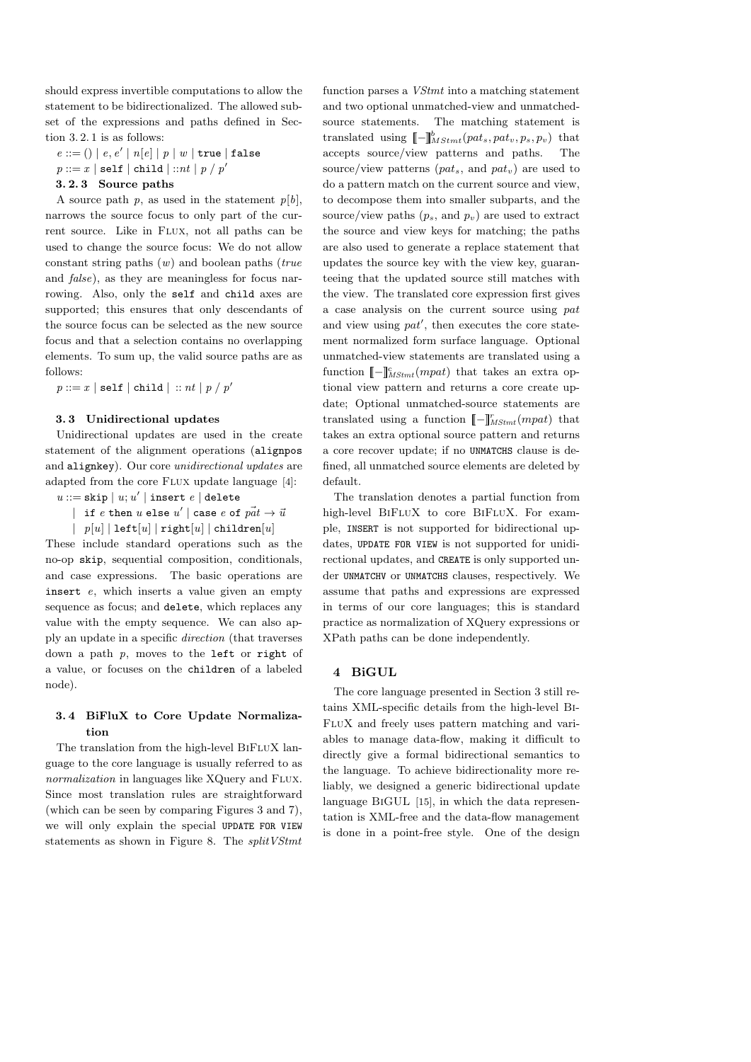should express invertible computations to allow the statement to be bidirectionalized. The allowed subset of the expressions and paths defined in Section 3.2.1 is as follows:

$e ::= () \mid e, e' \mid n[e] \mid p \mid w \mid$ `true` $\mid$ `false`

$p ::= x \mid$ `self` $\mid$ `child` $\mid ::nt \mid p \,/\, p'$

### 3.2.3 Source paths

A source path $p$, as used in the statement $p[b]$, narrows the source focus to only part of the current source. Like in Flux, not all paths can be used to change the source focus: We do not allow constant string paths ($w$) and boolean paths (*true* and *false*), as they are meaningless for focus narrowing. Also, only the `self` and `child` axes are supported; this ensures that only descendants of the source focus can be selected as the new source focus and that a selection contains no overlapping elements. To sum up, the valid source paths are as follows:

$p ::= x \mid$ `self` $\mid$ `child` $\mid\ ::\, nt \mid p \,/\, p'$

## 3.3 Unidirectional updates

Unidirectional updates are used in the create statement of the alignment operations (`alignpos` and `alignkey`). Our core *unidirectional updates* are adapted from the core Flux update language [4]:

$u ::=$ `skip` $\mid u; u' \mid$ `insert` $e \mid$ `delete`
$\quad\mid$ `if` $e$ `then` $u$ `else` $u' \mid$ `case` $e$ `of` $\vec{pat} \to \vec{u}$
$\quad\mid p[u] \mid$ `left`$[u] \mid$ `right`$[u] \mid$ `children`$[u]$

These include standard operations such as the no-op `skip`, sequential composition, conditionals, and case expressions. The basic operations are `insert` $e$, which inserts a value given an empty sequence as focus; and `delete`, which replaces any value with the empty sequence. We can also apply an update in a specific *direction* (that traverses down a path $p$, moves to the `left` or `right` of a value, or focuses on the `children` of a labeled node).

## 3.4 BiFluX to Core Update Normalization

The translation from the high-level BiFluX language to the core language is usually referred to as *normalization* in languages like XQuery and Flux. Since most translation rules are straightforward (which can be seen by comparing Figures 3 and 7), we will only explain the special `UPDATE FOR VIEW` statements as shown in Figure 8. The *splitVStmt* function parses a *VStmt* into a matching statement and two optional unmatched-view and unmatched-source statements. The matching statement is translated using $[\![-]\!]^b_{MStmt}(pat_s, pat_v, p_s, p_v)$ that accepts source/view patterns and paths. The source/view patterns ($pat_s$, and $pat_v$) are used to do a pattern match on the current source and view, to decompose them into smaller subparts, and the source/view paths ($p_s$, and $p_v$) are used to extract the source and view keys for matching; the paths are also used to generate a replace statement that updates the source key with the view key, guaranteeing that the updated source still matches with the view. The translated core expression first gives a case analysis on the current source using *pat* and view using *pat'*, then executes the core statement normalized form surface language. Optional unmatched-view statements are translated using a function $[\![-]\!]^c_{MStmt}(mpat)$ that takes an extra optional view pattern and returns a core create update; Optional unmatched-source statements are translated using a function $[\![-]\!]^r_{MStmt}(mpat)$ that takes an extra optional source pattern and returns a core recover update; if no `UNMATCHS` clause is defined, all unmatched source elements are deleted by default.

The translation denotes a partial function from high-level BiFluX to core BiFluX. For example, `INSERT` is not supported for bidirectional updates, `UPDATE FOR VIEW` is not supported for unidirectional updates, and `CREATE` is only supported under `UNMATCHV` or `UNMATCHS` clauses, respectively. We assume that paths and expressions are expressed in terms of our core languages; this is standard practice as normalization of XQuery expressions or XPath paths can be done independently.

# 4 BiGUL

The core language presented in Section 3 still retains XML-specific details from the high-level BiFluX and freely uses pattern matching and variables to manage data-flow, making it difficult to directly give a formal bidirectional semantics to the language. To achieve bidirectionality more reliably, we designed a generic bidirectional update language BiGUL [15], in which the data representation is XML-free and the data-flow management is done in a point-free style. One of the design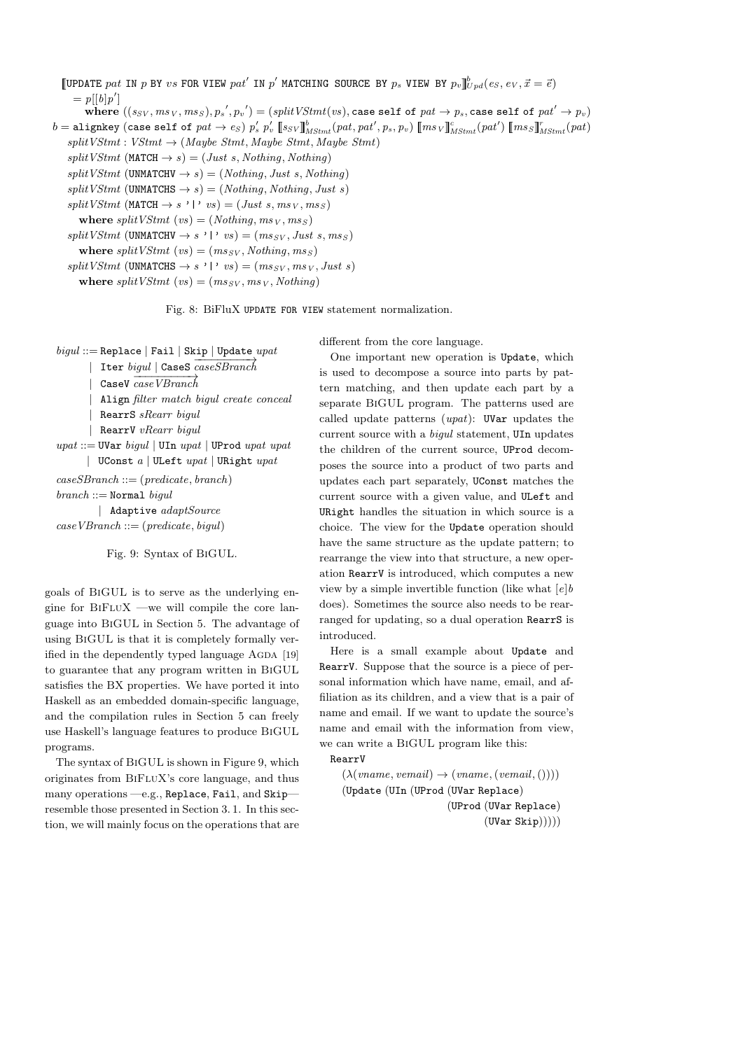$$
\begin{aligned}
&[\![\texttt{UPDATE}\ pat\ \texttt{IN}\ p\ \texttt{BY}\ vs\ \texttt{FOR VIEW}\ pat'\ \texttt{IN}\ p'\ \texttt{MATCHING SOURCE BY}\ p_s\ \texttt{VIEW BY}\ p_v]\!]^b_{Upd}(e_S, e_V, \vec{x} = \vec{e})\\
&\quad = p[[b]p']\\
&\qquad \textbf{where}\ ((s_{SV}, ms_V, ms_S), p_s{}', p_v{}') = (splitVStmt(vs), \texttt{case self of}\ pat \to p_s, \texttt{case self of}\ pat' \to p_v)\\
&b = \texttt{alignkey}\ (\texttt{case self of}\ pat \to e_S)\ p_s'\ p_v'\ [\![s_{SV}]\!]^b_{MStmt}(pat, pat', p_s, p_v)\ [\![ms_V]\!]^c_{MStmt}(pat')\ [\![ms_S]\!]^r_{MStmt}(pat)\\
&\quad splitVStmt : VStmt \to (Maybe\ Stmt, Maybe\ Stmt, Maybe\ Stmt)\\
&\quad splitVStmt\ (\texttt{MATCH} \to s) = (Just\ s, Nothing, Nothing)\\
&\quad splitVStmt\ (\texttt{UNMATCHV} \to s) = (Nothing, Just\ s, Nothing)\\
&\quad splitVStmt\ (\texttt{UNMATCHS} \to s) = (Nothing, Nothing, Just\ s)\\
&\quad splitVStmt\ (\texttt{MATCH} \to s\ \texttt{'|'}\ vs) = (Just\ s, ms_V, ms_S)\\
&\qquad \textbf{where}\ splitVStmt\ (vs) = (Nothing, ms_V, ms_S)\\
&\quad splitVStmt\ (\texttt{UNMATCHV} \to s\ \texttt{'|'}\ vs) = (ms_{SV}, Just\ s, ms_S)\\
&\qquad \textbf{where}\ splitVStmt\ (vs) = (ms_{SV}, Nothing, ms_S)\\
&\quad splitVStmt\ (\texttt{UNMATCHS} \to s\ \texttt{'|'}\ vs) = (ms_{SV}, ms_V, Just\ s)\\
&\qquad \textbf{where}\ splitVStmt\ (vs) = (ms_{SV}, ms_V, Nothing)
\end{aligned}
$$

Fig. 8: BiFluX UPDATE FOR VIEW statement normalization.

$$
\begin{aligned}
bigul &::= \texttt{Replace} \mid \texttt{Fail} \mid \texttt{Skip} \mid \texttt{Update}\ upat\\
&\mid \texttt{Iter}\ bigul \mid \texttt{CaseS}\ \overrightarrow{caseSBranch}\\
&\mid \texttt{CaseV}\ \overrightarrow{caseVBranch}\\
&\mid \texttt{Align}\ filter\ match\ bigul\ create\ conceal\\
&\mid \texttt{RearrS}\ sRearr\ bigul\\
&\mid \texttt{RearrV}\ vRearr\ bigul\\
upat &::= \texttt{UVar}\ bigul \mid \texttt{UIn}\ upat \mid \texttt{UProd}\ upat\ upat\\
&\mid \texttt{UConst}\ a \mid \texttt{ULeft}\ upat \mid \texttt{URight}\ upat\\
caseSBranch &::= (predicate, branch)\\
branch &::= \texttt{Normal}\ bigul\\
&\mid \texttt{Adaptive}\ adaptSource\\
caseVBranch &::= (predicate, bigul)
\end{aligned}
$$

Fig. 9: Syntax of BiGUL.

goals of BiGUL is to serve as the underlying engine for BiFluX —we will compile the core language into BiGUL in Section 5. The advantage of using BiGUL is that it is completely formally verified in the dependently typed language Agda [19] to guarantee that any program written in BiGUL satisfies the BX properties. We have ported it into Haskell as an embedded domain-specific language, and the compilation rules in Section 5 can freely use Haskell's language features to produce BiGUL programs.

The syntax of BiGUL is shown in Figure 9, which originates from BiFluX's core language, and thus many operations —e.g., Replace, Fail, and Skip— resemble those presented in Section 3. 1. In this section, we will mainly focus on the operations that are different from the core language.

One important new operation is Update, which is used to decompose a source into parts by pattern matching, and then update each part by a separate BiGUL program. The patterns used are called update patterns ($upat$): UVar updates the current source with a $bigul$ statement, UIn updates the children of the current source, UProd decomposes the source into a product of two parts and updates each part separately, UConst matches the current source with a given value, and ULeft and URight handles the situation in which source is a choice. The view for the Update operation should have the same structure as the update pattern; to rearrange the view into that structure, a new operation RearrV is introduced, which computes a new view by a simple invertible function (like what $[e]b$ does). Sometimes the source also needs to be rearranged for updating, so a dual operation RearrS is introduced.

Here is a small example about Update and RearrV. Suppose that the source is a piece of personal information which have name, email, and affiliation as its children, and a view that is a pair of name and email. If we want to update the source's name and email with the information from view, we can write a BiGUL program like this:

```
RearrV
  (λ(vname, vemail) → (vname, (vemail, ())))
  (Update (UIn (UProd (UVar Replace)
                      (UProd (UVar Replace)
                             (UVar Skip)))))
```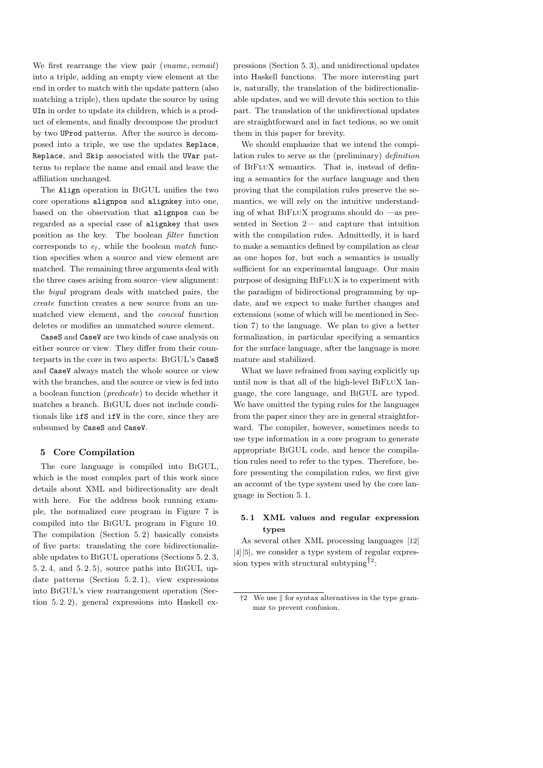We first rearrange the view pair (*vname*, *vemail*) into a triple, adding an empty view element at the end in order to match with the update pattern (also matching a triple), then update the source by using `UIn` in order to update its children, which is a product of elements, and finally decompose the product by two `UProd` patterns. After the source is decomposed into a triple, we use the updates `Replace`, `Replace`, and `Skip` associated with the `UVar` patterns to replace the name and email and leave the affiliation unchanged.

The `Align` operation in BiGUL unifies the two core operations `alignpos` and `alignkey` into one, based on the observation that `alignpos` can be regarded as a special case of `alignkey` that uses position as the key. The boolean *filter* function corresponds to $e_f$, while the boolean *match* function specifies when a source and view element are matched. The remaining three arguments deal with the three cases arising from source–view alignment: the *bigul* program deals with matched pairs, the *create* function creates a new source from an unmatched view element, and the *conceal* function deletes or modifies an unmatched source element.

`CaseS` and `CaseV` are two kinds of case analysis on either source or view. They differ from their counterparts in the core in two aspects: BiGUL's `CaseS` and `CaseV` always match the whole source or view with the branches, and the source or view is fed into a boolean function (*predicate*) to decide whether it matches a branch. BiGUL does not include conditionals like `ifS` and `ifV` in the core, since they are subsumed by `CaseS` and `CaseV`.

## 5 Core Compilation

The core language is compiled into BiGUL, which is the most complex part of this work since details about XML and bidirectionality are dealt with here. For the address book running example, the normalized core program in Figure 7 is compiled into the BiGUL program in Figure 10. The compilation (Section 5.2) basically consists of five parts: translating the core bidirectionalizable updates to BiGUL operations (Sections 5.2.3, 5.2.4, and 5.2.5), source paths into BiGUL update patterns (Section 5.2.1), view expressions into BiGUL's view rearrangement operation (Section 5.2.2), general expressions into Haskell expressions (Section 5.3), and unidirectional updates into Haskell functions. The more interesting part is, naturally, the translation of the bidirectionalizable updates, and we will devote this section to this part. The translation of the unidirectional updates are straightforward and in fact tedious, so we omit them in this paper for brevity.

We should emphasize that we intend the compilation rules to serve as the (preliminary) *definition* of BiFluX semantics. That is, instead of defining a semantics for the surface language and then proving that the compilation rules preserve the semantics, we will rely on the intuitive understanding of what BiFluX programs should do —as presented in Section 2— and capture that intuition with the compilation rules. Admittedly, it is hard to make a semantics defined by compilation as clear as one hopes for, but such a semantics is usually sufficient for an experimental language. Our main purpose of designing BiFluX is to experiment with the paradigm of bidirectional programming by update, and we expect to make further changes and extensions (some of which will be mentioned in Section 7) to the language. We plan to give a better formalization, in particular specifying a semantics for the surface language, after the language is more mature and stabilized.

What we have refrained from saying explicitly up until now is that all of the high-level BiFluX language, the core language, and BiGUL are typed. We have omitted the typing rules for the languages from the paper since they are in general straightforward. The compiler, however, sometimes needs to use type information in a core program to generate appropriate BiGUL code, and hence the compilation rules need to refer to the types. Therefore, before presenting the compilation rules, we first give an account of the type system used by the core language in Section 5.1.

### 5.1 XML values and regular expression types

As several other XML processing languages [12] [4] [5], we consider a type system of regular expression types with structural subtyping[†2]:

[†2] We use ‖ for syntax alternatives in the type grammar to prevent confusion.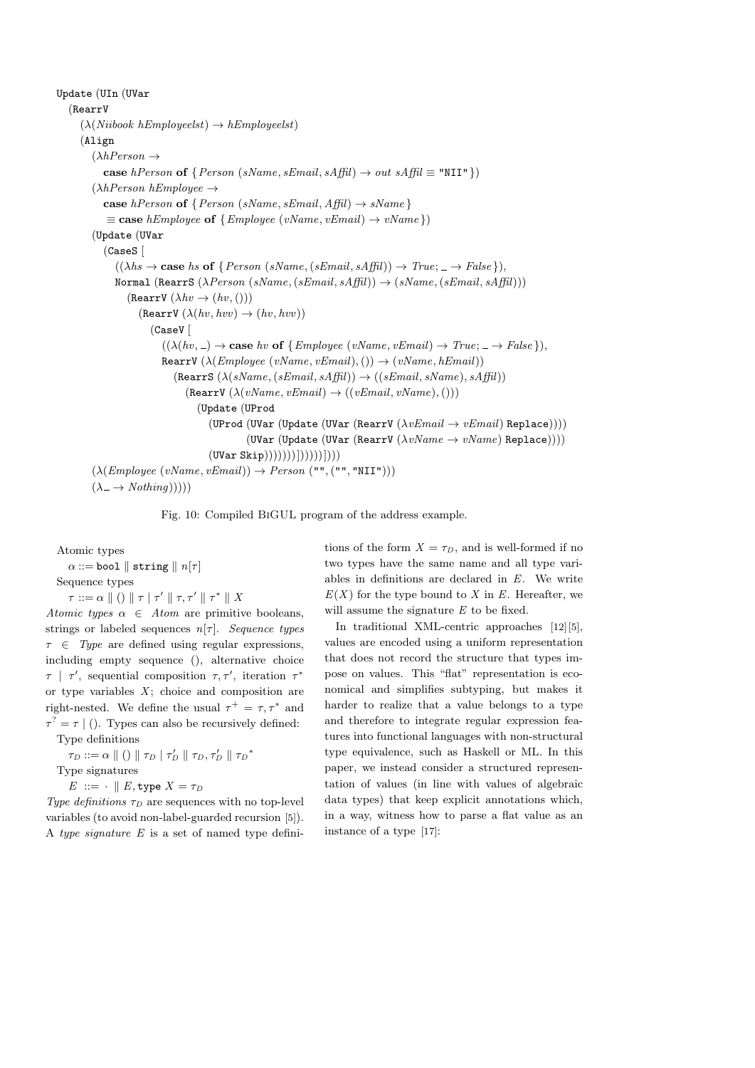```
Update (UIn (UVar
  (RearrV
    (λ(Niibook hEmployeelst) → hEmployeelst)
    (Align
      (λhPerson →
        case hPerson of { Person (sName, sEmail, sAffil) → out sAffil ≡ "NII" })
      (λhPerson hEmployee →
        case hPerson of { Person (sName, sEmail, Affil) → sName }
         ≡ case hEmployee of { Employee (vName, vEmail) → vName })
      (Update (UVar
        (CaseS [
          ((λhs → case hs of { Person (sName, (sEmail, sAffil)) → True; _ → False }),
          Normal (RearrS (λPerson (sName, (sEmail, sAffil)) → (sName, (sEmail, sAffil)))
            (RearrV (λhv → (hv, ()))
              (RearrV (λ(hv, hvv) → (hv, hvv))
                (CaseV [
                  ((λ(hv, _) → case hv of { Employee (vName, vEmail) → True; _ → False }),
                  RearrV (λ(Employee (vName, vEmail), ()) → (vName, hEmail))
                    (RearrS (λ(sName, (sEmail, sAffil)) → ((sEmail, sName), sAffil))
                      (RearrV (λ(vName, vEmail) → ((vEmail, vName), ()))
                        (Update (UProd
                          (UProd (UVar (Update (UVar (RearrV (λvEmail → vEmail) Replace))))
                                 (UVar (Update (UVar (RearrV (λvName → vName) Replace))))
                          (UVar Skip)))))))]))))))]))))
      (λ(Employee (vName, vEmail)) → Person ("", ("", "NII")))
      (λ_ → Nothing)))))
```

Fig. 10: Compiled BiGUL program of the address example.

Atomic types

$\alpha ::= \texttt{bool} \parallel \texttt{string} \parallel n[\tau]$

Sequence types

$\tau ::= \alpha \parallel () \parallel \tau \mid \tau' \parallel \tau, \tau' \parallel \tau^* \parallel X$

*Atomic types* $\alpha \in$ *Atom* are primitive booleans, strings or labeled sequences $n[\tau]$. *Sequence types* $\tau \in$ *Type* are defined using regular expressions, including empty sequence $()$, alternative choice $\tau \mid \tau'$, sequential composition $\tau, \tau'$, iteration $\tau^*$ or type variables $X$; choice and composition are right-nested. We define the usual $\tau^+ = \tau, \tau^*$ and $\tau^? = \tau \mid ()$. Types can also be recursively defined:

Type definitions

$\tau_D ::= \alpha \parallel () \parallel \tau_D \mid \tau_D' \parallel \tau_D, \tau_D' \parallel {\tau_D}^*$

Type signatures

$E ::= \cdot \parallel E, \texttt{type}\ X = \tau_D$

*Type definitions* $\tau_D$ are sequences with no top-level variables (to avoid non-label-guarded recursion [5]). A *type signature* $E$ is a set of named type definitions of the form $X = \tau_D$, and is well-formed if no two types have the same name and all type variables in definitions are declared in $E$. We write $E(X)$ for the type bound to $X$ in $E$. Hereafter, we will assume the signature $E$ to be fixed.

In traditional XML-centric approaches [12][5], values are encoded using a uniform representation that does not record the structure that types impose on values. This "flat" representation is economical and simplifies subtyping, but makes it harder to realize that a value belongs to a type and therefore to integrate regular expression features into functional languages with non-structural type equivalence, such as Haskell or ML. In this paper, we instead consider a structured representation of values (in line with values of algebraic data types) that keep explicit annotations which, in a way, witness how to parse a flat value as an instance of a type [17]: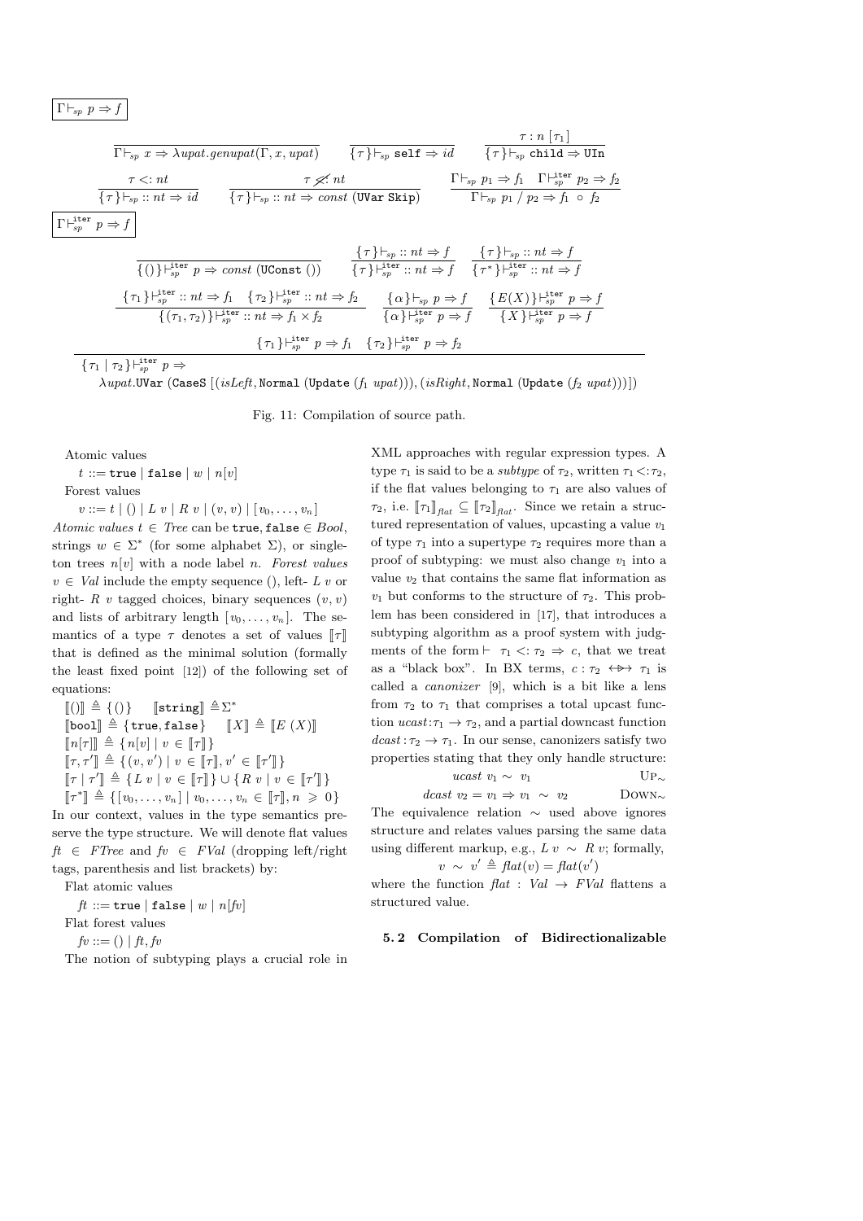$\boxed{\Gamma \vdash_{sp} p \Rightarrow f}$

$$\frac{}{\Gamma \vdash_{sp} x \Rightarrow \lambda upat.genupat(\Gamma, x, upat)} \qquad \frac{}{\{\tau\} \vdash_{sp} \texttt{self} \Rightarrow id} \qquad \frac{\tau : n\,[\tau_1]}{\{\tau\} \vdash_{sp} \texttt{child} \Rightarrow \texttt{UIn}}$$

$$\frac{\tau <: nt}{\{\tau\} \vdash_{sp} :: nt \Rightarrow id} \qquad \frac{\tau \not<: nt}{\{\tau\} \vdash_{sp} :: nt \Rightarrow const\ (\texttt{UVar Skip})} \qquad \frac{\Gamma \vdash_{sp} p_1 \Rightarrow f_1 \quad \Gamma \vdash^{\texttt{iter}}_{sp} p_2 \Rightarrow f_2}{\Gamma \vdash_{sp} p_1 \,/\, p_2 \Rightarrow f_1 \circ f_2}$$

$\boxed{\Gamma \vdash^{\texttt{iter}}_{sp} p \Rightarrow f}$

$$\frac{}{\{()\} \vdash^{\texttt{iter}}_{sp} p \Rightarrow const\ (\texttt{UConst}\ ())} \qquad \frac{\{\tau\} \vdash_{sp} :: nt \Rightarrow f}{\{\tau\} \vdash^{\texttt{iter}}_{sp} :: nt \Rightarrow f} \qquad \frac{\{\tau\} \vdash_{sp} :: nt \Rightarrow f}{\{\tau^*\} \vdash^{\texttt{iter}}_{sp} :: nt \Rightarrow f}$$

$$\frac{\{\tau_1\} \vdash^{\texttt{iter}}_{sp} :: nt \Rightarrow f_1 \quad \{\tau_2\} \vdash^{\texttt{iter}}_{sp} :: nt \Rightarrow f_2}{\{(\tau_1, \tau_2)\} \vdash^{\texttt{iter}}_{sp} :: nt \Rightarrow f_1 \times f_2} \qquad \frac{\{\alpha\} \vdash_{sp} p \Rightarrow f}{\{\alpha\} \vdash^{\texttt{iter}}_{sp} p \Rightarrow f} \qquad \frac{\{E(X)\} \vdash^{\texttt{iter}}_{sp} p \Rightarrow f}{\{X\} \vdash^{\texttt{iter}}_{sp} p \Rightarrow f}$$

$$\frac{\{\tau_1\} \vdash^{\texttt{iter}}_{sp} p \Rightarrow f_1 \quad \{\tau_2\} \vdash^{\texttt{iter}}_{sp} p \Rightarrow f_2}{\{\tau_1 \mid \tau_2\} \vdash^{\texttt{iter}}_{sp} p \Rightarrow \lambda upat.\texttt{UVar}\ (\texttt{CaseS}\ [(isLeft, \texttt{Normal}\ (\texttt{Update}\ (f_1\ upat))), (isRight, \texttt{Normal}\ (\texttt{Update}\ (f_2\ upat)))])}$$

Fig. 11: Compilation of source path.

Atomic values

$t ::= \texttt{true} \mid \texttt{false} \mid w \mid n[v]$

Forest values

$v ::= t \mid () \mid L\ v \mid R\ v \mid (v, v) \mid [v_0, \ldots, v_n]$

*Atomic values* $t \in Tree$ can be $\texttt{true}, \texttt{false} \in Bool$, strings $w \in \Sigma^*$ (for some alphabet $\Sigma$), or singleton trees $n[v]$ with a node label $n$. *Forest values* $v \in Val$ include the empty sequence $()$, left- $L\ v$ or right- $R\ v$ tagged choices, binary sequences $(v, v)$ and lists of arbitrary length $[v_0, \ldots, v_n]$. The semantics of a type $\tau$ denotes a set of values $[\![\tau]\!]$ that is defined as the minimal solution (formally the least fixed point [12]) of the following set of equations:

$[\![()]\!] \triangleq \{()\} \qquad [\![\texttt{string}]\!] \triangleq \Sigma^*$

$[\![\texttt{bool}]\!] \triangleq \{\texttt{true}, \texttt{false}\} \qquad [\![X]\!] \triangleq [\![E\ (X)]\!]$

$[\![n[\tau]]\!] \triangleq \{n[v] \mid v \in [\![\tau]\!]\}$

$[\![\tau, \tau']\!] \triangleq \{(v, v') \mid v \in [\![\tau]\!], v' \in [\![\tau']\!]\}$

$[\![\tau \mid \tau']\!] \triangleq \{L\ v \mid v \in [\![\tau]\!]\} \cup \{R\ v \mid v \in [\![\tau']\!]\}$

$[\![\tau^*]\!] \triangleq \{[v_0, \ldots, v_n] \mid v_0, \ldots, v_n \in [\![\tau]\!], n \geqslant 0\}$

In our context, values in the type semantics preserve the type structure. We will denote flat values $ft \in FTree$ and $fv \in FVal$ (dropping left/right tags, parenthesis and list brackets) by:

Flat atomic values

$ft ::= \texttt{true} \mid \texttt{false} \mid w \mid n[fv]$

Flat forest values

$fv ::= () \mid ft, fv$

The notion of subtyping plays a crucial role in XML approaches with regular expression types. A type $\tau_1$ is said to be a *subtype* of $\tau_2$, written $\tau_1 <: \tau_2$, if the flat values belonging to $\tau_1$ are also values of $\tau_2$, i.e. $[\![\tau_1]\!]_{flat} \subseteq [\![\tau_2]\!]_{flat}$. Since we retain a structured representation of values, upcasting a value $v_1$ of type $\tau_1$ into a supertype $\tau_2$ requires more than a proof of subtyping: we must also change $v_1$ into a value $v_2$ that contains the same flat information as $v_1$ but conforms to the structure of $\tau_2$. This problem has been considered in [17], that introduces a subtyping algorithm as a proof system with judgments of the form $\vdash\ \tau_1 <: \tau_2 \Rightarrow c$, that we treat as a "black box". In BX terms, $c : \tau_2 \twoheadleftrightarrow \tau_1$ is called a *canonizer* [9], which is a bit like a lens from $\tau_2$ to $\tau_1$ that comprises a total upcast function $ucast : \tau_1 \rightarrow \tau_2$, and a partial downcast function $dcast : \tau_2 \rightarrow \tau_1$. In our sense, canonizers satisfy two properties stating that they only handle structure:

$$ucast\ v_1 \sim v_1 \qquad \text{UP}_\sim$$

$$dcast\ v_2 = v_1 \Rightarrow v_1 \sim v_2 \qquad \text{DOWN}_\sim$$

The equivalence relation $\sim$ used above ignores structure and relates values parsing the same data using different markup, e.g., $L\ v \sim R\ v$; formally,

$$v \sim v' \triangleq flat(v) = flat(v')$$

where the function $flat : Val \rightarrow FVal$ flattens a structured value.

### 5.2 Compilation of Bidirectionalizable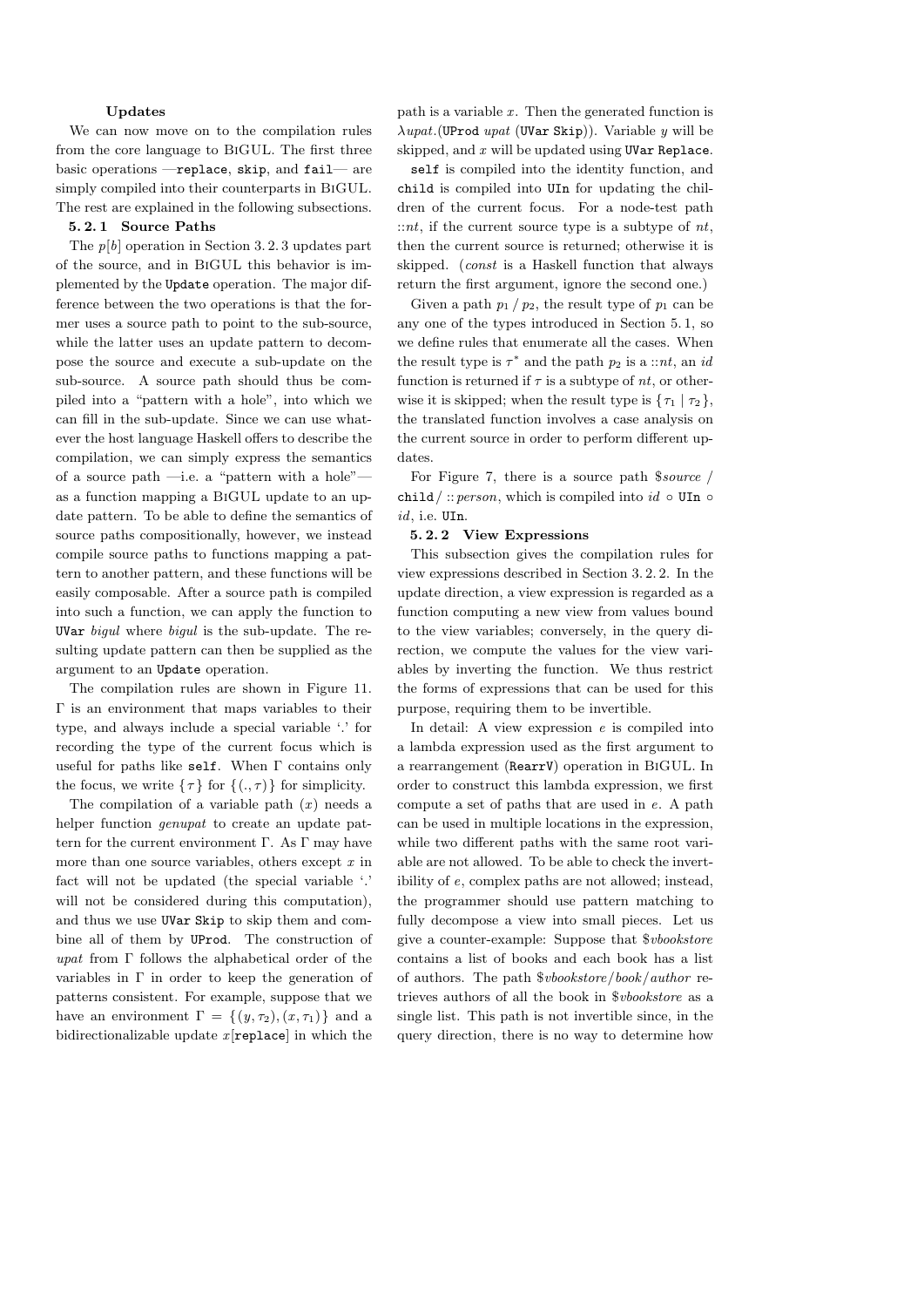#### Updates

We can now move on to the compilation rules from the core language to BiGUL. The first three basic operations —`replace`, `skip`, and `fail`— are simply compiled into their counterparts in BiGUL. The rest are explained in the following subsections.

### 5.2.1 Source Paths

The $p[b]$ operation in Section 3.2.3 updates part of the source, and in BiGUL this behavior is implemented by the `Update` operation. The major difference between the two operations is that the former uses a source path to point to the sub-source, while the latter uses an update pattern to decompose the source and execute a sub-update on the sub-source. A source path should thus be compiled into a "pattern with a hole", into which we can fill in the sub-update. Since we can use whatever the host language Haskell offers to describe the compilation, we can simply express the semantics of a source path —i.e. a "pattern with a hole"— as a function mapping a BiGUL update to an update pattern. To be able to define the semantics of source paths compositionally, however, we instead compile source paths to functions mapping a pattern to another pattern, and these functions will be easily composable. After a source path is compiled into such a function, we can apply the function to `UVar` *bigul* where *bigul* is the sub-update. The resulting update pattern can then be supplied as the argument to an `Update` operation.

The compilation rules are shown in Figure 11. $\Gamma$ is an environment that maps variables to their type, and always include a special variable '.' for recording the type of the current focus which is useful for paths like `self`. When $\Gamma$ contains only the focus, we write $\{\tau\}$ for $\{(., \tau)\}$ for simplicity.

The compilation of a variable path ($x$) needs a helper function *genupat* to create an update pattern for the current environment $\Gamma$. As $\Gamma$ may have more than one source variables, others except $x$ in fact will not be updated (the special variable '.' will not be considered during this computation), and thus we use `UVar Skip` to skip them and combine all of them by `UProd`. The construction of *upat* from $\Gamma$ follows the alphabetical order of the variables in $\Gamma$ in order to keep the generation of patterns consistent. For example, suppose that we have an environment $\Gamma = \{(y, \tau_2), (x, \tau_1)\}$ and a bidirectionalizable update $x$[`replace`] in which the path is a variable $x$. Then the generated function is $\lambda upat.$(`UProd` *upat* (`UVar Skip`)). Variable $y$ will be skipped, and $x$ will be updated using `UVar Replace`.

`self` is compiled into the identity function, and `child` is compiled into `UIn` for updating the children of the current focus. For a node-test path $::nt$, if the current source type is a subtype of $nt$, then the current source is returned; otherwise it is skipped. (*const* is a Haskell function that always return the first argument, ignore the second one.)

Given a path $p_1$ / $p_2$, the result type of $p_1$ can be any one of the types introduced in Section 5.1, so we define rules that enumerate all the cases. When the result type is $\tau^*$ and the path $p_2$ is a $::nt$, an *id* function is returned if $\tau$ is a subtype of $nt$, or otherwise it is skipped; when the result type is $\{\tau_1 \mid \tau_2\}$, the translated function involves a case analysis on the current source in order to perform different updates.

For Figure 7, there is a source path $\$source$ / `child` / $::person$, which is compiled into $id \circ$ `UIn` $\circ\ id$, i.e. `UIn`.

### 5.2.2 View Expressions

This subsection gives the compilation rules for view expressions described in Section 3.2.2. In the update direction, a view expression is regarded as a function computing a new view from values bound to the view variables; conversely, in the query direction, we compute the values for the view variables by inverting the function. We thus restrict the forms of expressions that can be used for this purpose, requiring them to be invertible.

In detail: A view expression $e$ is compiled into a lambda expression used as the first argument to a rearrangement (`RearrV`) operation in BiGUL. In order to construct this lambda expression, we first compute a set of paths that are used in $e$. A path can be used in multiple locations in the expression, while two different paths with the same root variable are not allowed. To be able to check the invertibility of $e$, complex paths are not allowed; instead, the programmer should use pattern matching to fully decompose a view into small pieces. Let us give a counter-example: Suppose that $\$vbookstore$ contains a list of books and each book has a list of authors. The path $\$vbookstore/book/author$ retrieves authors of all the book in $\$vbookstore$ as a single list. This path is not invertible since, in the query direction, there is no way to determine how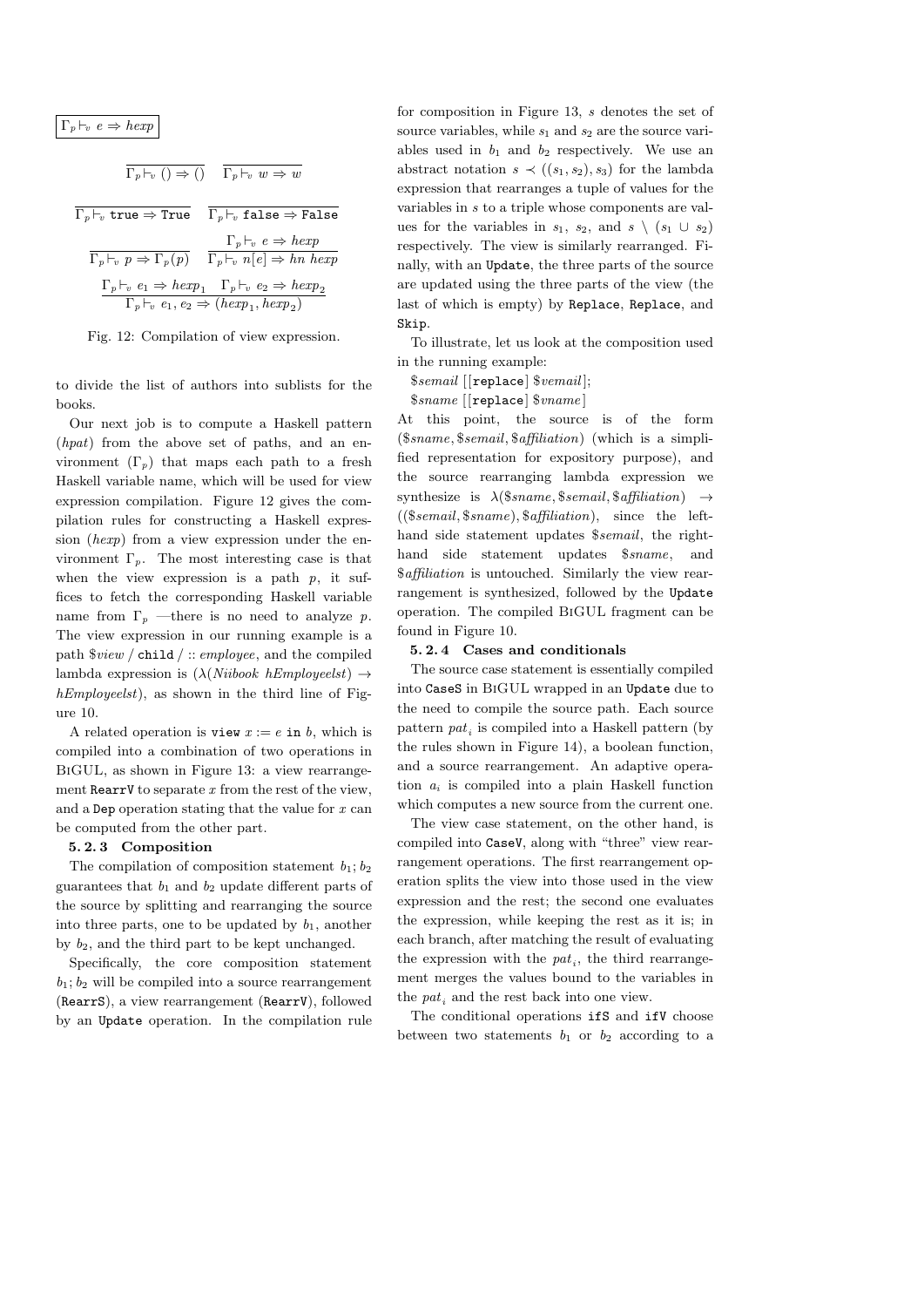$\boxed{\Gamma_p \vdash_v e \Rightarrow hexp}$

$$\frac{}{\Gamma_p \vdash_v () \Rightarrow ()} \quad \frac{}{\Gamma_p \vdash_v w \Rightarrow w}$$

$$\frac{}{\Gamma_p \vdash_v \texttt{true} \Rightarrow \texttt{True}} \quad \frac{}{\Gamma_p \vdash_v \texttt{false} \Rightarrow \texttt{False}}$$

$$\frac{}{\Gamma_p \vdash_v p \Rightarrow \Gamma_p(p)} \quad \frac{\Gamma_p \vdash_v e \Rightarrow hexp}{\Gamma_p \vdash_v n[e] \Rightarrow hn\ hexp}$$

$$\frac{\Gamma_p \vdash_v e_1 \Rightarrow hexp_1 \quad \Gamma_p \vdash_v e_2 \Rightarrow hexp_2}{\Gamma_p \vdash_v e_1, e_2 \Rightarrow (hexp_1, hexp_2)}$$

Fig. 12: Compilation of view expression.

to divide the list of authors into sublists for the books.

Our next job is to compute a Haskell pattern (*hpat*) from the above set of paths, and an environment ($\Gamma_p$) that maps each path to a fresh Haskell variable name, which will be used for view expression compilation. Figure 12 gives the compilation rules for constructing a Haskell expression (*hexp*) from a view expression under the environment $\Gamma_p$. The most interesting case is that when the view expression is a path $p$, it suffices to fetch the corresponding Haskell variable name from $\Gamma_p$ —there is no need to analyze $p$. The view expression in our running example is a path $\$view$ / `child` / :: *employee*, and the compiled lambda expression is ($\lambda$(*Niibook hEmployeelst*) $\rightarrow$ *hEmployeelst*), as shown in the third line of Figure 10.

A related operation is `view` $x := e$ `in` $b$, which is compiled into a combination of two operations in BiGUL, as shown in Figure 13: a view rearrangement `RearrV` to separate $x$ from the rest of the view, and a `Dep` operation stating that the value for $x$ can be computed from the other part.

#### 5. 2. 3 Composition

The compilation of composition statement $b_1; b_2$ guarantees that $b_1$ and $b_2$ update different parts of the source by splitting and rearranging the source into three parts, one to be updated by $b_1$, another by $b_2$, and the third part to be kept unchanged.

Specifically, the core composition statement $b_1; b_2$ will be compiled into a source rearrangement (`RearrS`), a view rearrangement (`RearrV`), followed by an `Update` operation. In the compilation rule for composition in Figure 13, $s$ denotes the set of source variables, while $s_1$ and $s_2$ are the source variables used in $b_1$ and $b_2$ respectively. We use an abstract notation $s \prec ((s_1, s_2), s_3)$ for the lambda expression that rearranges a tuple of values for the variables in $s$ to a triple whose components are values for the variables in $s_1$, $s_2$, and $s \setminus (s_1 \cup s_2)$ respectively. The view is similarly rearranged. Finally, with an `Update`, the three parts of the source are updated using the three parts of the view (the last of which is empty) by `Replace`, `Replace`, and `Skip`.

To illustrate, let us look at the composition used in the running example:

$\$semail$ [[`replace`] $\$vemail$];
$\$sname$ [[`replace`] $\$vname$]

At this point, the source is of the form ($\$sname, \$semail, \$affiliation$) (which is a simplified representation for expository purpose), and the source rearranging lambda expression we synthesize is $\lambda(\$sname, \$semail, \$affiliation) \rightarrow ((\$semail, \$sname), \$affiliation)$, since the left-hand side statement updates $\$semail$, the right-hand side statement updates $\$sname$, and $\$affiliation$ is untouched. Similarly the view rearrangement is synthesized, followed by the `Update` operation. The compiled BiGUL fragment can be found in Figure 10.

#### 5. 2. 4 Cases and conditionals

The source case statement is essentially compiled into `CaseS` in BiGUL wrapped in an `Update` due to the need to compile the source path. Each source pattern $pat_i$ is compiled into a Haskell pattern (by the rules shown in Figure 14), a boolean function, and a source rearrangement. An adaptive operation $a_i$ is compiled into a plain Haskell function which computes a new source from the current one.

The view case statement, on the other hand, is compiled into `CaseV`, along with "three" view rearrangement operations. The first rearrangement operation splits the view into those used in the view expression and the rest; the second one evaluates the expression, while keeping the rest as it is; in each branch, after matching the result of evaluating the expression with the $pat_i$, the third rearrangement merges the values bound to the variables in the $pat_i$ and the rest back into one view.

The conditional operations `ifS` and `ifV` choose between two statements $b_1$ or $b_2$ according to a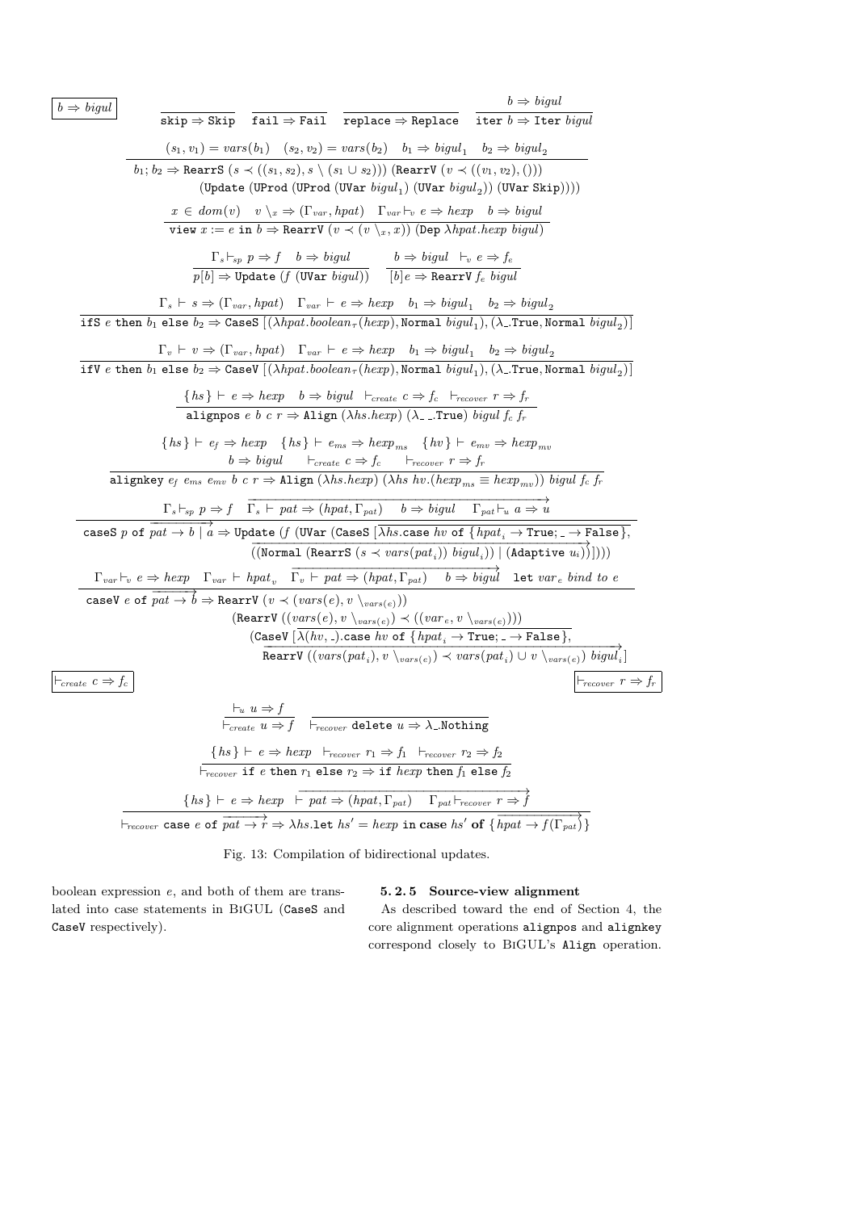$\boxed{b \Rightarrow bigul}$

$$\frac{}{\texttt{skip} \Rightarrow \texttt{Skip}} \quad \frac{}{\texttt{fail} \Rightarrow \texttt{Fail}} \quad \frac{}{\texttt{replace} \Rightarrow \texttt{Replace}} \quad \frac{b \Rightarrow bigul}{\texttt{iter}\ b \Rightarrow \texttt{Iter}\ bigul}$$

$$\frac{(s_1, v_1) = vars(b_1) \quad (s_2, v_2) = vars(b_2) \quad b_1 \Rightarrow bigul_1 \quad b_2 \Rightarrow bigul_2}{\begin{array}{l} b_1 ; b_2 \Rightarrow \texttt{RearrS}\ (s \prec ((s_1, s_2), s \setminus (s_1 \cup s_2)))\ (\texttt{RearrV}\ (v \prec ((v_1, v_2), ())) \\ \qquad (\texttt{Update}\ (\texttt{UProd}\ (\texttt{UProd}\ (\texttt{UVar}\ bigul_1)\ (\texttt{UVar}\ bigul_2))\ (\texttt{UVar Skip})))) \end{array}}$$

$$\frac{x \in dom(v) \quad v \setminus_x \Rightarrow (\Gamma_{var}, hpat) \quad \Gamma_{var} \vdash_v e \Rightarrow hexp \quad b \Rightarrow bigul}{\texttt{view}\ x := e\ \texttt{in}\ b \Rightarrow \texttt{RearrV}\ (v \prec (v \setminus_x, x))\ (\texttt{Dep}\ \lambda hpat.hexp\ bigul)}$$

$$\frac{\Gamma_s \vdash_{sp} p \Rightarrow f \quad b \Rightarrow bigul}{p[b] \Rightarrow \texttt{Update}\ (f\ (\texttt{UVar}\ bigul))} \quad \frac{b \Rightarrow bigul \quad \vdash_v e \Rightarrow f_e}{[b]e \Rightarrow \texttt{RearrV}\ f_e\ bigul}$$

$$\frac{\Gamma_s \vdash s \Rightarrow (\Gamma_{var}, hpat) \quad \Gamma_{var} \vdash e \Rightarrow hexp \quad b_1 \Rightarrow bigul_1 \quad b_2 \Rightarrow bigul_2}{\texttt{ifS}\ e\ \texttt{then}\ b_1\ \texttt{else}\ b_2 \Rightarrow \texttt{CaseS}\ [(\lambda hpat.boolean_\tau(hexp), \texttt{Normal}\ bigul_1), (\lambda\_.\texttt{True}, \texttt{Normal}\ bigul_2)]}$$

$$\frac{\Gamma_v \vdash v \Rightarrow (\Gamma_{var}, hpat) \quad \Gamma_{var} \vdash e \Rightarrow hexp \quad b_1 \Rightarrow bigul_1 \quad b_2 \Rightarrow bigul_2}{\texttt{ifV}\ e\ \texttt{then}\ b_1\ \texttt{else}\ b_2 \Rightarrow \texttt{CaseV}\ [(\lambda hpat.boolean_\tau(hexp), \texttt{Normal}\ bigul_1), (\lambda\_.\texttt{True}, \texttt{Normal}\ bigul_2)]}$$

$$\frac{\{hs\} \vdash e \Rightarrow hexp \quad b \Rightarrow bigul \quad \vdash_{create} c \Rightarrow f_c \quad \vdash_{recover} r \Rightarrow f_r}{\texttt{alignpos}\ e\ b\ c\ r \Rightarrow \texttt{Align}\ (\lambda hs.hexp)\ (\lambda\_\ \_.\texttt{True})\ bigul\ f_c\ f_r}$$

$$\frac{\begin{array}{c}\{hs\} \vdash e_f \Rightarrow hexp \quad \{hs\} \vdash e_{ms} \Rightarrow hexp_{ms} \quad \{hv\} \vdash e_{mv} \Rightarrow hexp_{mv} \\ b \Rightarrow bigul \quad \vdash_{create} c \Rightarrow f_c \quad \vdash_{recover} r \Rightarrow f_r\end{array}}{\texttt{alignkey}\ e_f\ e_{ms}\ e_{mv}\ b\ c\ r \Rightarrow \texttt{Align}\ (\lambda hs.hexp)\ (\lambda hs\ hv.(hexp_{ms} \equiv hexp_{mv}))\ bigul\ f_c\ f_r}$$

$$\frac{\Gamma_s \vdash_{sp} p \Rightarrow f \quad \overrightarrow{\Gamma_s \vdash pat \Rightarrow (hpat, \Gamma_{pat}) \quad b \Rightarrow bigul \quad \Gamma_{pat} \vdash_u a \Rightarrow u}}{\begin{array}{l}\texttt{caseS}\ p\ \texttt{of}\ \overrightarrow{pat \rightarrow b \mid a} \Rightarrow \texttt{Update}\ (f\ (\texttt{UVar}\ (\texttt{CaseS}\ [\overrightarrow{\lambda hs.\texttt{case}\ hv\ \texttt{of}\ \{hpat_i \rightarrow \texttt{True}; \_ \rightarrow \texttt{False}\}}, \\ \qquad \overrightarrow{((\texttt{Normal}\ (\texttt{RearrS}\ (s \prec vars(pat_i))\ bigul_i)) \mid (\texttt{Adaptive}\ u_i))}])))\end{array}}$$

$$\frac{\Gamma_{var} \vdash_v e \Rightarrow hexp \quad \Gamma_{var} \vdash hpat_v \quad \overrightarrow{\Gamma_v \vdash pat \Rightarrow (hpat, \Gamma_{pat}) \quad b \Rightarrow bigul} \quad \texttt{let}\ var_e\ bind\ to\ e}{\begin{array}{l}\texttt{caseV}\ e\ \texttt{of}\ \overrightarrow{pat \rightarrow b} \Rightarrow \texttt{RearrV}\ (v \prec (vars(e), v \setminus_{vars(e)})) \\ \qquad (\texttt{RearrV}\ ((vars(e), v \setminus_{vars(e)}) \prec ((var_e, v \setminus_{vars(e)}))) \\ \qquad\quad (\texttt{CaseV}\ [\overrightarrow{\lambda(hv, \_).\texttt{case}\ hv\ \texttt{of}\ \{hpat_i \rightarrow \texttt{True}; \_ \rightarrow \texttt{False}\}}, \\ \qquad\quad \overrightarrow{\texttt{RearrV}\ ((vars(pat_i), v \setminus_{vars(e)}) \prec vars(pat_i) \cup v \setminus_{vars(e)})\ bigul_i}]\end{array}}$$

$\boxed{\vdash_{create} c \Rightarrow f_c}$ $\boxed{\vdash_{recover} r \Rightarrow f_r}$

$$\frac{\vdash_u u \Rightarrow f}{\vdash_{create} u \Rightarrow f} \quad \frac{}{\vdash_{recover} \texttt{delete}\ u \Rightarrow \lambda\_.\texttt{Nothing}}$$

$$\frac{\{hs\} \vdash e \Rightarrow hexp \quad \vdash_{recover} r_1 \Rightarrow f_1 \quad \vdash_{recover} r_2 \Rightarrow f_2}{\vdash_{recover} \texttt{if}\ e\ \texttt{then}\ r_1\ \texttt{else}\ r_2 \Rightarrow \texttt{if}\ hexp\ \texttt{then}\ f_1\ \texttt{else}\ f_2}$$

$$\frac{\{hs\} \vdash e \Rightarrow hexp \quad \overrightarrow{\vdash pat \Rightarrow (hpat, \Gamma_{pat}) \quad \Gamma_{pat} \vdash_{recover} r \Rightarrow f}}{\vdash_{recover} \texttt{case}\ e\ \texttt{of}\ \overrightarrow{pat \rightarrow r} \Rightarrow \lambda hs.\texttt{let}\ hs' = hexp\ \texttt{in}\ \textbf{case}\ hs'\ \textbf{of}\ \{\overrightarrow{hpat \rightarrow f(\Gamma_{pat})}\}}$$

Fig. 13: Compilation of bidirectional updates.

boolean expression $e$, and both of them are translated into case statements in BiGUL (CaseS and CaseV respectively).

### 5.2.5 Source-view alignment

As described toward the end of Section 4, the core alignment operations alignpos and alignkey correspond closely to BiGUL's Align operation.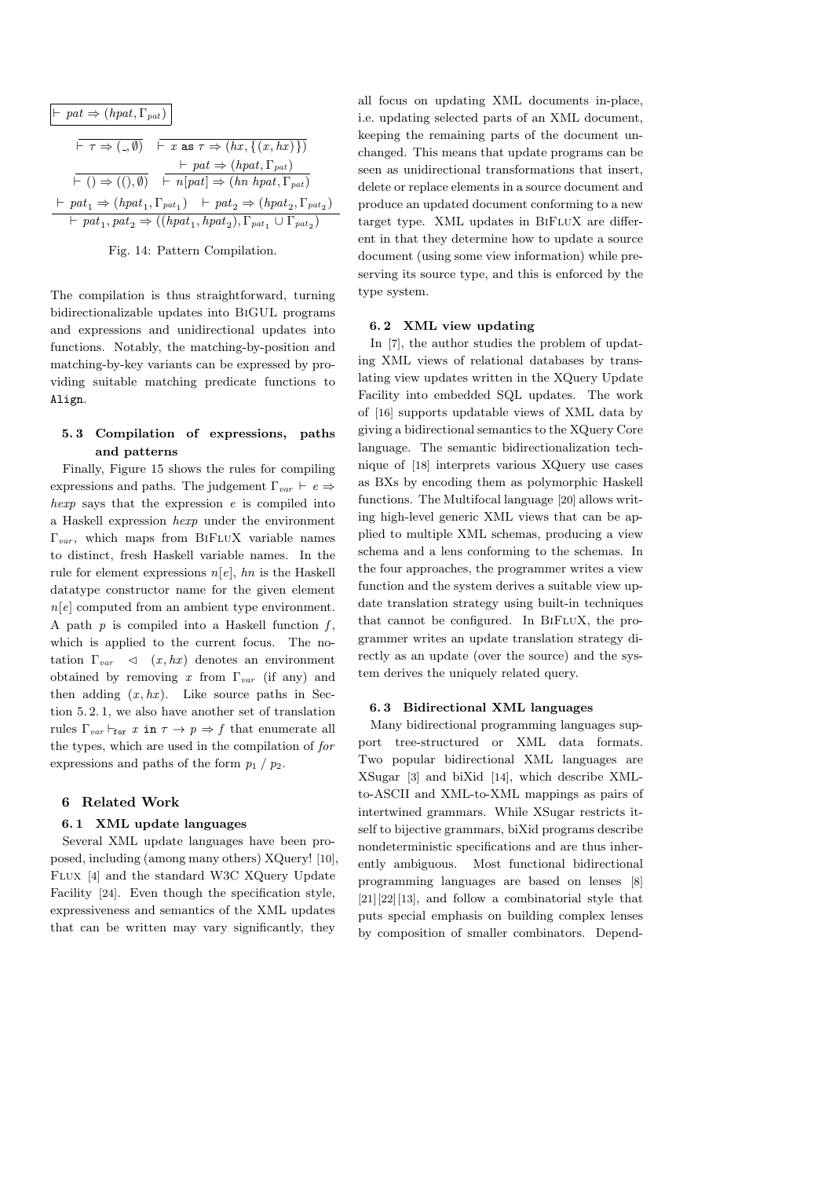$$\boxed{\vdash\ pat \Rightarrow (hpat, \Gamma_{pat})}$$

$$\frac{}{\vdash \tau \Rightarrow (\_, \emptyset)} \quad \frac{}{\vdash x \texttt{ as } \tau \Rightarrow (hx, \{(x, hx)\})}$$

$$\frac{}{\vdash () \Rightarrow ((), \emptyset)} \quad \frac{\vdash pat \Rightarrow (hpat, \Gamma_{pat})}{\vdash n[pat] \Rightarrow (hn\ hpat, \Gamma_{pat})}$$

$$\frac{\vdash pat_1 \Rightarrow (hpat_1, \Gamma_{pat_1}) \quad \vdash pat_2 \Rightarrow (hpat_2, \Gamma_{pat_2})}{\vdash pat_1, pat_2 \Rightarrow ((hpat_1, hpat_2), \Gamma_{pat_1} \cup \Gamma_{pat_2})}$$

Fig. 14: Pattern Compilation.

The compilation is thus straightforward, turning bidirectionalizable updates into BiGUL programs and expressions and unidirectional updates into functions. Notably, the matching-by-position and matching-by-key variants can be expressed by providing suitable matching predicate functions to `Align`.

### 5.3 Compilation of expressions, paths and patterns

Finally, Figure 15 shows the rules for compiling expressions and paths. The judgement $\Gamma_{var} \vdash e \Rightarrow hexp$ says that the expression $e$ is compiled into a Haskell expression $hexp$ under the environment $\Gamma_{var}$, which maps from BiFluX variable names to distinct, fresh Haskell variable names. In the rule for element expressions $n[e]$, $hn$ is the Haskell datatype constructor name for the given element $n[e]$ computed from an ambient type environment. A path $p$ is compiled into a Haskell function $f$, which is applied to the current focus. The notation $\Gamma_{var} \ \triangleleft \ (x, hx)$ denotes an environment obtained by removing $x$ from $\Gamma_{var}$ (if any) and then adding $(x, hx)$. Like source paths in Section 5.2.1, we also have another set of translation rules $\Gamma_{var} \vdash_{\texttt{for}} x \texttt{ in } \tau \rightarrow p \Rightarrow f$ that enumerate all the types, which are used in the compilation of *for* expressions and paths of the form $p_1 \ / \ p_2$.

## 6 Related Work

### 6.1 XML update languages

Several XML update languages have been proposed, including (among many others) XQuery! [10], Flux [4] and the standard W3C XQuery Update Facility [24]. Even though the specification style, expressiveness and semantics of the XML updates that can be written may vary significantly, they all focus on updating XML documents in-place, i.e. updating selected parts of an XML document, keeping the remaining parts of the document unchanged. This means that update programs can be seen as unidirectional transformations that insert, delete or replace elements in a source document and produce an updated document conforming to a new target type. XML updates in BiFluX are different in that they determine how to update a source document (using some view information) while preserving its source type, and this is enforced by the type system.

### 6.2 XML view updating

In [7], the author studies the problem of updating XML views of relational databases by translating view updates written in the XQuery Update Facility into embedded SQL updates. The work of [16] supports updatable views of XML data by giving a bidirectional semantics to the XQuery Core language. The semantic bidirectionalization technique of [18] interprets various XQuery use cases as BXs by encoding them as polymorphic Haskell functions. The Multifocal language [20] allows writing high-level generic XML views that can be applied to multiple XML schemas, producing a view schema and a lens conforming to the schemas. In the four approaches, the programmer writes a view function and the system derives a suitable view update translation strategy using built-in techniques that cannot be configured. In BiFluX, the programmer writes an update translation strategy directly as an update (over the source) and the system derives the uniquely related query.

### 6.3 Bidirectional XML languages

Many bidirectional programming languages support tree-structured or XML data formats. Two popular bidirectional XML languages are XSugar [3] and biXid [14], which describe XML-to-ASCII and XML-to-XML mappings as pairs of intertwined grammars. While XSugar restricts itself to bijective grammars, biXid programs describe nondeterministic specifications and are thus inherently ambiguous. Most functional bidirectional programming languages are based on lenses [8] [21] [22] [13], and follow a combinatorial style that puts special emphasis on building complex lenses by composition of smaller combinators. Depend-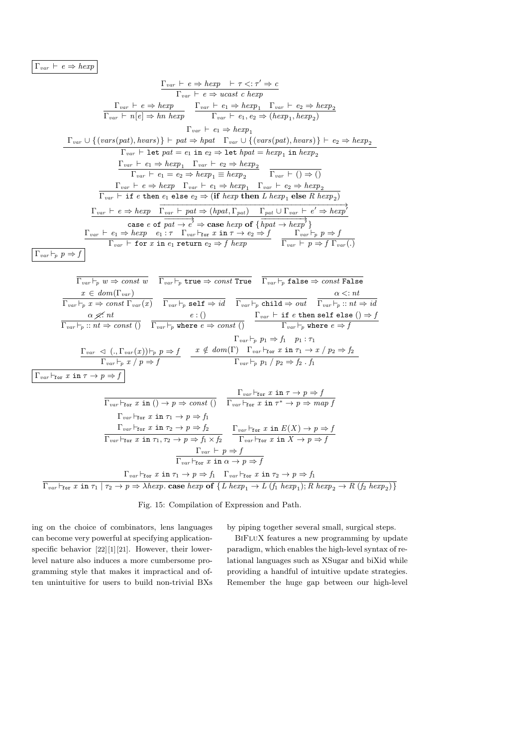$\boxed{\Gamma_{var} \vdash e \Rightarrow hexp}$

$$\frac{\Gamma_{var} \vdash e \Rightarrow hexp \quad \vdash \tau <: \tau' \Rightarrow c}{\Gamma_{var} \vdash e \Rightarrow ucast\ c\ hexp}$$

$$\frac{\Gamma_{var} \vdash e \Rightarrow hexp}{\Gamma_{var} \vdash n[e] \Rightarrow hn\ hexp} \qquad \frac{\Gamma_{var} \vdash e_1 \Rightarrow hexp_1 \quad \Gamma_{var} \vdash e_2 \Rightarrow hexp_2}{\Gamma_{var} \vdash e_1, e_2 \Rightarrow (hexp_1, hexp_2)}$$

$$\frac{\Gamma_{var} \vdash e_1 \Rightarrow hexp_1 \qquad \Gamma_{var} \cup \{(vars(pat), hvars)\} \vdash pat \Rightarrow hpat \quad \Gamma_{var} \cup \{(vars(pat), hvars)\} \vdash e_2 \Rightarrow hexp_2}{\Gamma_{var} \vdash \texttt{let}\ pat = e_1\ \texttt{in}\ e_2 \Rightarrow \texttt{let}\ hpat = hexp_1\ \texttt{in}\ hexp_2}$$

$$\frac{\Gamma_{var} \vdash e_1 \Rightarrow hexp_1 \quad \Gamma_{var} \vdash e_2 \Rightarrow hexp_2}{\Gamma_{var} \vdash e_1 = e_2 \Rightarrow hexp_1 \equiv hexp_2} \qquad \frac{}{\Gamma_{var} \vdash () \Rightarrow ()}$$

$$\frac{\Gamma_{var} \vdash e \Rightarrow hexp \quad \Gamma_{var} \vdash e_1 \Rightarrow hexp_1 \quad \Gamma_{var} \vdash e_2 \Rightarrow hexp_2}{\Gamma_{var} \vdash \texttt{if}\ e\ \texttt{then}\ e_1\ \texttt{else}\ e_2 \Rightarrow (\textbf{if}\ hexp\ \textbf{then}\ L\ hexp_1\ \textbf{else}\ R\ hexp_2)}$$

$$\frac{\Gamma_{var} \vdash e \Rightarrow hexp \quad \overrightarrow{\Gamma_{var} \vdash pat \Rightarrow (hpat, \Gamma_{pat}) \quad \Gamma_{pat} \cup \Gamma_{var} \vdash e' \Rightarrow hexp'}}{\texttt{case}\ e\ \texttt{of}\ \overrightarrow{pat \to e'} \Rightarrow \textbf{case}\ hexp\ \textbf{of}\ \{\overrightarrow{hpat \to hexp'}\}}$$

$$\frac{\Gamma_{var} \vdash e_1 \Rightarrow hexp \quad e_1 : \tau \quad \Gamma_{var} \vdash_{\texttt{for}} x\ \texttt{in}\ \tau \to e_2 \Rightarrow f}{\Gamma_{var} \vdash \texttt{for}\ x\ \texttt{in}\ e_1\ \texttt{return}\ e_2 \Rightarrow f\ hexp} \qquad \frac{\Gamma_{var} \vdash_p p \Rightarrow f}{\Gamma_{var} \vdash p \Rightarrow f\ \Gamma_{var}(.)}$$

$\boxed{\Gamma_{var} \vdash_p p \Rightarrow f}$

$$\frac{}{\Gamma_{var} \vdash_p w \Rightarrow const\ w} \qquad \frac{}{\Gamma_{var} \vdash_p \texttt{true} \Rightarrow const\ \texttt{True}} \qquad \frac{}{\Gamma_{var} \vdash_p \texttt{false} \Rightarrow const\ \texttt{False}}$$

$$\frac{x \in dom(\Gamma_{var})}{\Gamma_{var} \vdash_p x \Rightarrow const\ \Gamma_{var}(x)} \qquad \frac{}{\Gamma_{var} \vdash_p \texttt{self} \Rightarrow id} \qquad \frac{}{\Gamma_{var} \vdash_p \texttt{child} \Rightarrow out} \qquad \frac{\alpha <: nt}{\Gamma_{var} \vdash_p :: nt \Rightarrow id}$$

$$\frac{\alpha \not<: nt}{\Gamma_{var} \vdash_p :: nt \Rightarrow const\ ()} \qquad \frac{e : ()}{\Gamma_{var} \vdash_p \texttt{where}\ e \Rightarrow const\ ()} \qquad \frac{\Gamma_{var} \vdash \texttt{if}\ e\ \texttt{then}\ \texttt{self}\ \texttt{else}\ () \Rightarrow f}{\Gamma_{var} \vdash_p \texttt{where}\ e \Rightarrow f}$$

$$\frac{\Gamma_{var} \lhd (., \Gamma_{var}(x)) \vdash_p p \Rightarrow f}{\Gamma_{var} \vdash_p x\ /\ p \Rightarrow f} \qquad \frac{\Gamma_{var} \vdash_p p_1 \Rightarrow f_1 \quad p_1 : \tau_1 \qquad x \notin dom(\Gamma) \quad \Gamma_{var} \vdash_{\texttt{for}} x\ \texttt{in}\ \tau_1 \to x\ /\ p_2 \Rightarrow f_2}{\Gamma_{var} \vdash_p p_1\ /\ p_2 \Rightarrow f_2\ .\ f_1}$$

$\boxed{\Gamma_{var} \vdash_{\texttt{for}} x\ \texttt{in}\ \tau \to p \Rightarrow f}$

$$\frac{}{\Gamma_{var} \vdash_{\texttt{for}} x\ \texttt{in}\ () \to p \Rightarrow const\ ()} \qquad \frac{\Gamma_{var} \vdash_{\texttt{for}} x\ \texttt{in}\ \tau \to p \Rightarrow f}{\Gamma_{var} \vdash_{\texttt{for}} x\ \texttt{in}\ \tau^* \to p \Rightarrow map\ f}$$

$$\frac{\Gamma_{var} \vdash_{\texttt{for}} x\ \texttt{in}\ \tau_1 \to p \Rightarrow f_1 \quad \Gamma_{var} \vdash_{\texttt{for}} x\ \texttt{in}\ \tau_2 \to p \Rightarrow f_2}{\Gamma_{var} \vdash_{\texttt{for}} x\ \texttt{in}\ \tau_1, \tau_2 \to p \Rightarrow f_1 \times f_2} \qquad \frac{\Gamma_{var} \vdash_{\texttt{for}} x\ \texttt{in}\ E(X) \to p \Rightarrow f}{\Gamma_{var} \vdash_{\texttt{for}} x\ \texttt{in}\ X \to p \Rightarrow f}$$

$$\frac{\Gamma_{var} \vdash p \Rightarrow f}{\Gamma_{var} \vdash_{\texttt{for}} x\ \texttt{in}\ \alpha \to p \Rightarrow f}$$

$$\frac{\Gamma_{var} \vdash_{\texttt{for}} x\ \texttt{in}\ \tau_1 \to p \Rightarrow f_1 \quad \Gamma_{var} \vdash_{\texttt{for}} x\ \texttt{in}\ \tau_2 \to p \Rightarrow f_1}{\Gamma_{var} \vdash_{\texttt{for}} x\ \texttt{in}\ \tau_1 \mid \tau_2 \to p \Rightarrow \lambda hexp.\ \textbf{case}\ hexp\ \textbf{of}\ \{L\ hexp_1 \to L\ (f_1\ hexp_1); R\ hexp_2 \to R\ (f_2\ hexp_2)\}}$$

Fig. 15: Compilation of Expression and Path.

ing on the choice of combinators, lens languages can become very powerful at specifying application-specific behavior [22][1][21]. However, their lower-level nature also induces a more cumbersome programming style that makes it impractical and often unintuitive for users to build non-trivial BXs by piping together several small, surgical steps.

BiFluX features a new programming by update paradigm, which enables the high-level syntax of relational languages such as XSugar and biXid while providing a handful of intuitive update strategies. Remember the huge gap between our high-level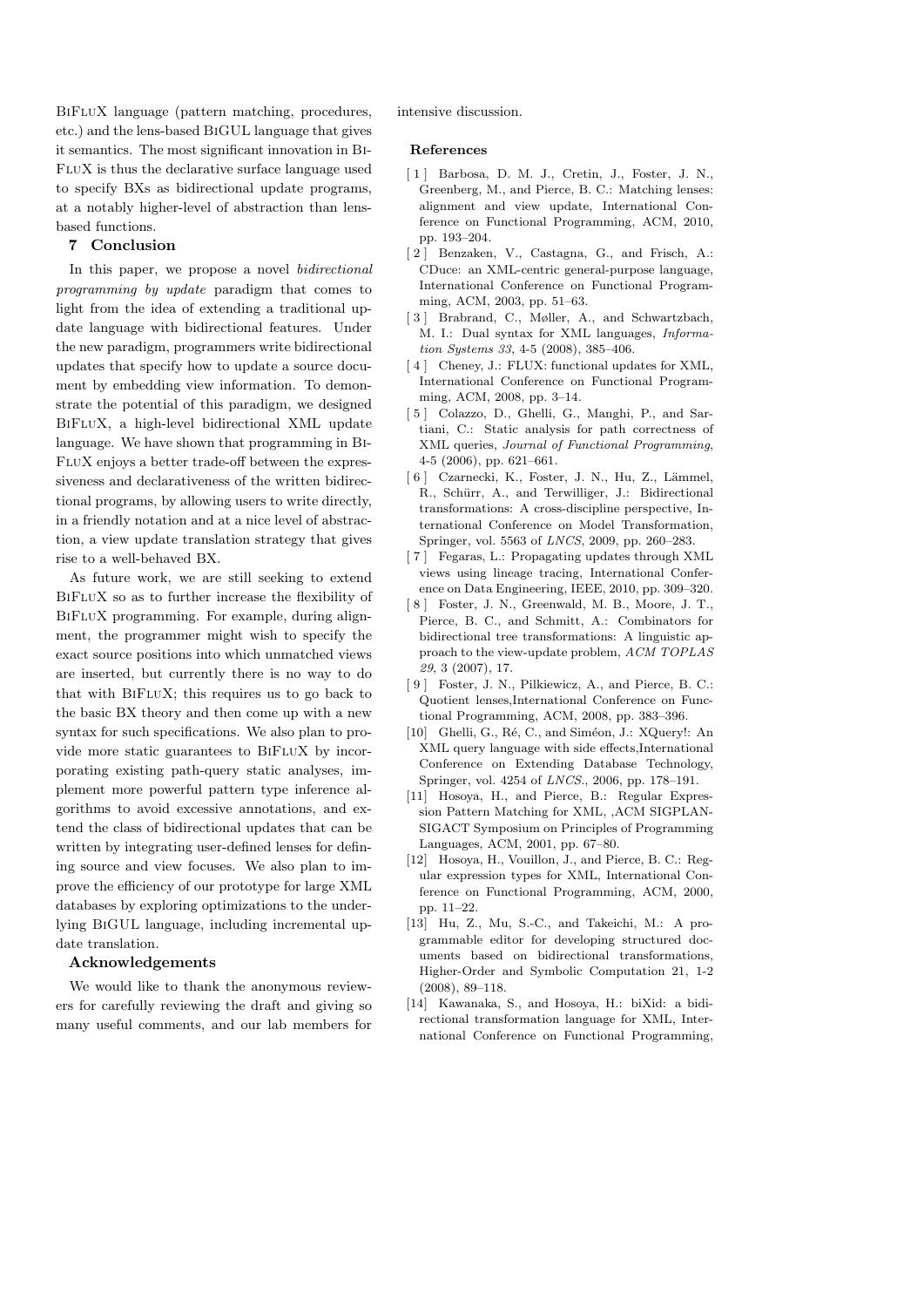BiFluX language (pattern matching, procedures, etc.) and the lens-based BiGUL language that gives it semantics. The most significant innovation in BiFluX is thus the declarative surface language used to specify BXs as bidirectional update programs, at a notably higher-level of abstraction than lens-based functions.

## 7 Conclusion

In this paper, we propose a novel *bidirectional programming by update* paradigm that comes to light from the idea of extending a traditional update language with bidirectional features. Under the new paradigm, programmers write bidirectional updates that specify how to update a source document by embedding view information. To demonstrate the potential of this paradigm, we designed BiFluX, a high-level bidirectional XML update language. We have shown that programming in BiFluX enjoys a better trade-off between the expressiveness and declarativeness of the written bidirectional programs, by allowing users to write directly, in a friendly notation and at a nice level of abstraction, a view update translation strategy that gives rise to a well-behaved BX.

As future work, we are still seeking to extend BiFluX so as to further increase the flexibility of BiFluX programming. For example, during alignment, the programmer might wish to specify the exact source positions into which unmatched views are inserted, but currently there is no way to do that with BiFluX; this requires us to go back to the basic BX theory and then come up with a new syntax for such specifications. We also plan to provide more static guarantees to BiFluX by incorporating existing path-query static analyses, implement more powerful pattern type inference algorithms to avoid excessive annotations, and extend the class of bidirectional updates that can be written by integrating user-defined lenses for defining source and view focuses. We also plan to improve the efficiency of our prototype for large XML databases by exploring optimizations to the underlying BiGUL language, including incremental update translation.

### Acknowledgements

We would like to thank the anonymous reviewers for carefully reviewing the draft and giving so many useful comments, and our lab members for intensive discussion.

### References

[1] Barbosa, D. M. J., Cretin, J., Foster, J. N., Greenberg, M., and Pierce, B. C.: Matching lenses: alignment and view update, International Conference on Functional Programming, ACM, 2010, pp. 193–204.

[2] Benzaken, V., Castagna, G., and Frisch, A.: CDuce: an XML-centric general-purpose language, International Conference on Functional Programming, ACM, 2003, pp. 51–63.

[3] Brabrand, C., Møller, A., and Schwartzbach, M. I.: Dual syntax for XML languages, *Information Systems 33*, 4-5 (2008), 385–406.

[4] Cheney, J.: FLUX: functional updates for XML, International Conference on Functional Programming, ACM, 2008, pp. 3–14.

[5] Colazzo, D., Ghelli, G., Manghi, P., and Sartiani, C.: Static analysis for path correctness of XML queries, *Journal of Functional Programming*, 4-5 (2006), pp. 621–661.

[6] Czarnecki, K., Foster, J. N., Hu, Z., Lämmel, R., Schürr, A., and Terwilliger, J.: Bidirectional transformations: A cross-discipline perspective, International Conference on Model Transformation, Springer, vol. 5563 of *LNCS*, 2009, pp. 260–283.

[7] Fegaras, L.: Propagating updates through XML views using lineage tracing, International Conference on Data Engineering, IEEE, 2010, pp. 309–320.

[8] Foster, J. N., Greenwald, M. B., Moore, J. T., Pierce, B. C., and Schmitt, A.: Combinators for bidirectional tree transformations: A linguistic approach to the view-update problem, *ACM TOPLAS 29*, 3 (2007), 17.

[9] Foster, J. N., Pilkiewicz, A., and Pierce, B. C.: Quotient lenses,International Conference on Functional Programming, ACM, 2008, pp. 383–396.

[10] Ghelli, G., Ré, C., and Siméon, J.: XQuery!: An XML query language with side effects,International Conference on Extending Database Technology, Springer, vol. 4254 of *LNCS.*, 2006, pp. 178–191.

[11] Hosoya, H., and Pierce, B.: Regular Expression Pattern Matching for XML, ,ACM SIGPLAN-SIGACT Symposium on Principles of Programming Languages, ACM, 2001, pp. 67–80.

[12] Hosoya, H., Vouillon, J., and Pierce, B. C.: Regular expression types for XML, International Conference on Functional Programming, ACM, 2000, pp. 11–22.

[13] Hu, Z., Mu, S.-C., and Takeichi, M.: A programmable editor for developing structured documents based on bidirectional transformations, Higher-Order and Symbolic Computation 21, 1-2 (2008), 89–118.

[14] Kawanaka, S., and Hosoya, H.: biXid: a bidirectional transformation language for XML, International Conference on Functional Programming,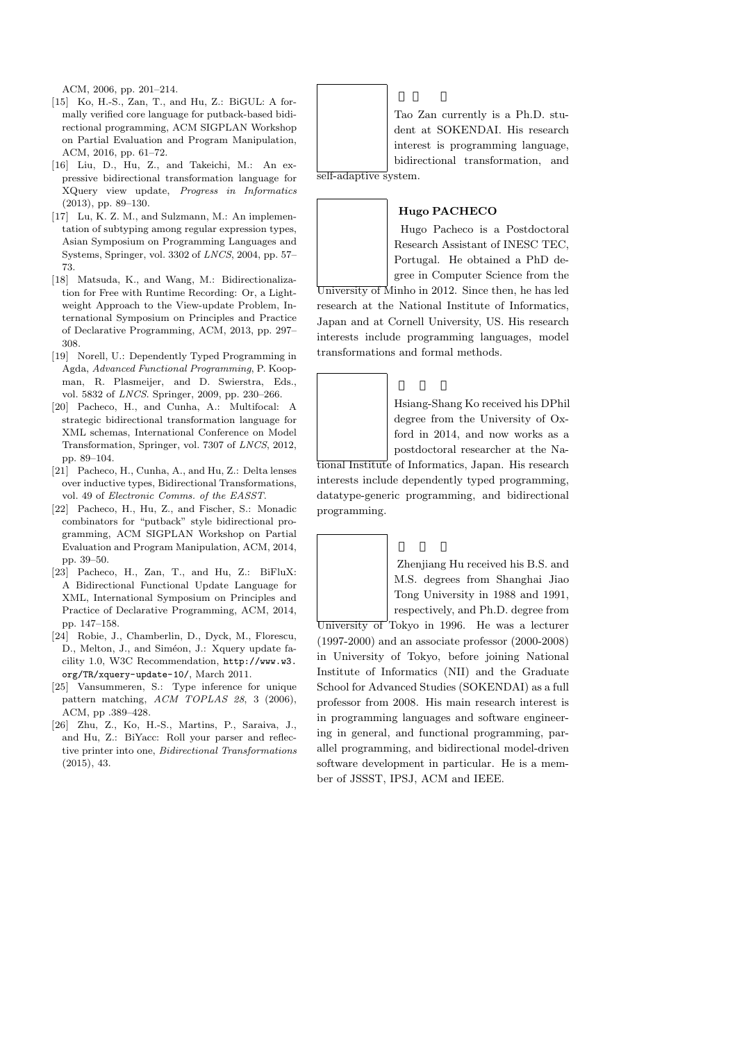ACM, 2006, pp. 201–214.

[15] Ko, H.-S., Zan, T., and Hu, Z.: BiGUL: A formally verified core language for putback-based bidirectional programming, ACM SIGPLAN Workshop on Partial Evaluation and Program Manipulation, ACM, 2016, pp. 61–72.

[16] Liu, D., Hu, Z., and Takeichi, M.: An expressive bidirectional transformation language for XQuery view update, *Progress in Informatics* (2013), pp. 89–130.

[17] Lu, K. Z. M., and Sulzmann, M.: An implementation of subtyping among regular expression types, Asian Symposium on Programming Languages and Systems, Springer, vol. 3302 of *LNCS*, 2004, pp. 57–73.

[18] Matsuda, K., and Wang, M.: Bidirectionalization for Free with Runtime Recording: Or, a Lightweight Approach to the View-update Problem, International Symposium on Principles and Practice of Declarative Programming, ACM, 2013, pp. 297–308.

[19] Norell, U.: Dependently Typed Programming in Agda, *Advanced Functional Programming*, P. Koopman, R. Plasmeijer, and D. Swierstra, Eds., vol. 5832 of *LNCS*. Springer, 2009, pp. 230–266.

[20] Pacheco, H., and Cunha, A.: Multifocal: A strategic bidirectional transformation language for XML schemas, International Conference on Model Transformation, Springer, vol. 7307 of *LNCS*, 2012, pp. 89–104.

[21] Pacheco, H., Cunha, A., and Hu, Z.: Delta lenses over inductive types, Bidirectional Transformations, vol. 49 of *Electronic Comms. of the EASST*.

[22] Pacheco, H., Hu, Z., and Fischer, S.: Monadic combinators for "putback" style bidirectional programming, ACM SIGPLAN Workshop on Partial Evaluation and Program Manipulation, ACM, 2014, pp. 39–50.

[23] Pacheco, H., Zan, T., and Hu, Z.: BiFluX: A Bidirectional Functional Update Language for XML, International Symposium on Principles and Practice of Declarative Programming, ACM, 2014, pp. 147–158.

[24] Robie, J., Chamberlin, D., Dyck, M., Florescu, D., Melton, J., and Siméon, J.: Xquery update facility 1.0, W3C Recommendation, `http://www.w3.org/TR/xquery-update-10/`, March 2011.

[25] Vansummeren, S.: Type inference for unique pattern matching, *ACM TOPLAS 28*, 3 (2006), ACM, pp .389–428.

[26] Zhu, Z., Ko, H.-S., Martins, P., Saraiva, J., and Hu, Z.: BiYacc: Roll your parser and reflective printer into one, *Bidirectional Transformations* (2015), 43.

Tao Zan currently is a Ph.D. student at SOKENDAI. His research interest is programming language, bidirectional transformation, and self-adaptive system.

**Hugo PACHECO**

Hugo Pacheco is a Postdoctoral Research Assistant of INESC TEC, Portugal. He obtained a PhD degree in Computer Science from the University of Minho in 2012. Since then, he has led research at the National Institute of Informatics, Japan and at Cornell University, US. His research interests include programming languages, model transformations and formal methods.

Hsiang-Shang Ko received his DPhil degree from the University of Oxford in 2014, and now works as a postdoctoral researcher at the National Institute of Informatics, Japan. His research interests include dependently typed programming, datatype-generic programming, and bidirectional programming.

Zhenjiang Hu received his B.S. and M.S. degrees from Shanghai Jiao Tong University in 1988 and 1991, respectively, and Ph.D. degree from University of Tokyo in 1996. He was a lecturer (1997-2000) and an associate professor (2000-2008) in University of Tokyo, before joining National Institute of Informatics (NII) and the Graduate School for Advanced Studies (SOKENDAI) as a full professor from 2008. His main research interest is in programming languages and software engineering in general, and functional programming, parallel programming, and bidirectional model-driven software development in particular. He is a member of JSSST, IPSJ, ACM and IEEE.